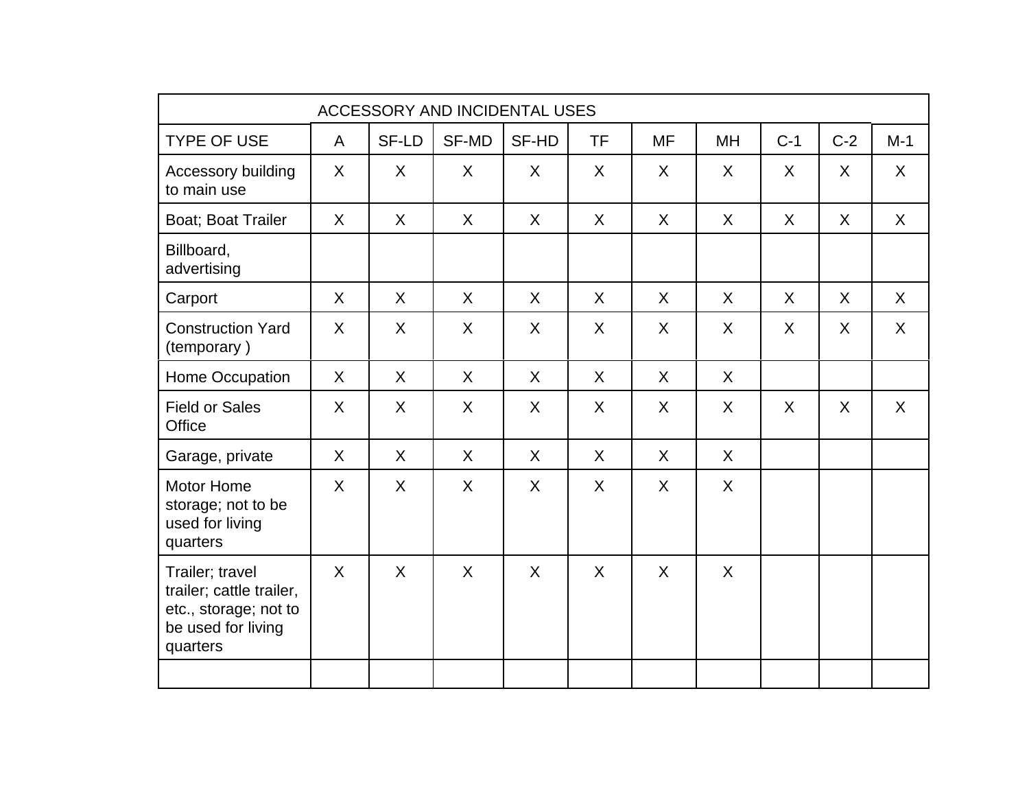| ACCESSORY AND INCIDENTAL USES | | | | | | | | | | |
|---|---|---|---|---|---|---|---|---|---|---|
| TYPE OF USE | A | SF-LD | SF-MD | SF-HD | TF | MF | MH | C-1 | C-2 | M-1 |
| Accessory building to main use | X | X | X | X | X | X | X | X | X | X |
| Boat; Boat Trailer | X | X | X | X | X | X | X | X | X | X |
| Billboard, advertising | | | | | | | | | | |
| Carport | X | X | X | X | X | X | X | X | X | X |
| Construction Yard (temporary ) | X | X | X | X | X | X | X | X | X | X |
| Home Occupation | X | X | X | X | X | X | X | | | |
| Field or Sales Office | X | X | X | X | X | X | X | X | X | X |
| Garage, private | X | X | X | X | X | X | X | | | |
| Motor Home storage; not to be used for living quarters | X | X | X | X | X | X | X | | | |
| Trailer; travel trailer; cattle trailer, etc., storage; not to be used for living quarters | X | X | X | X | X | X | X | | | |
| | | | | | | | | | | |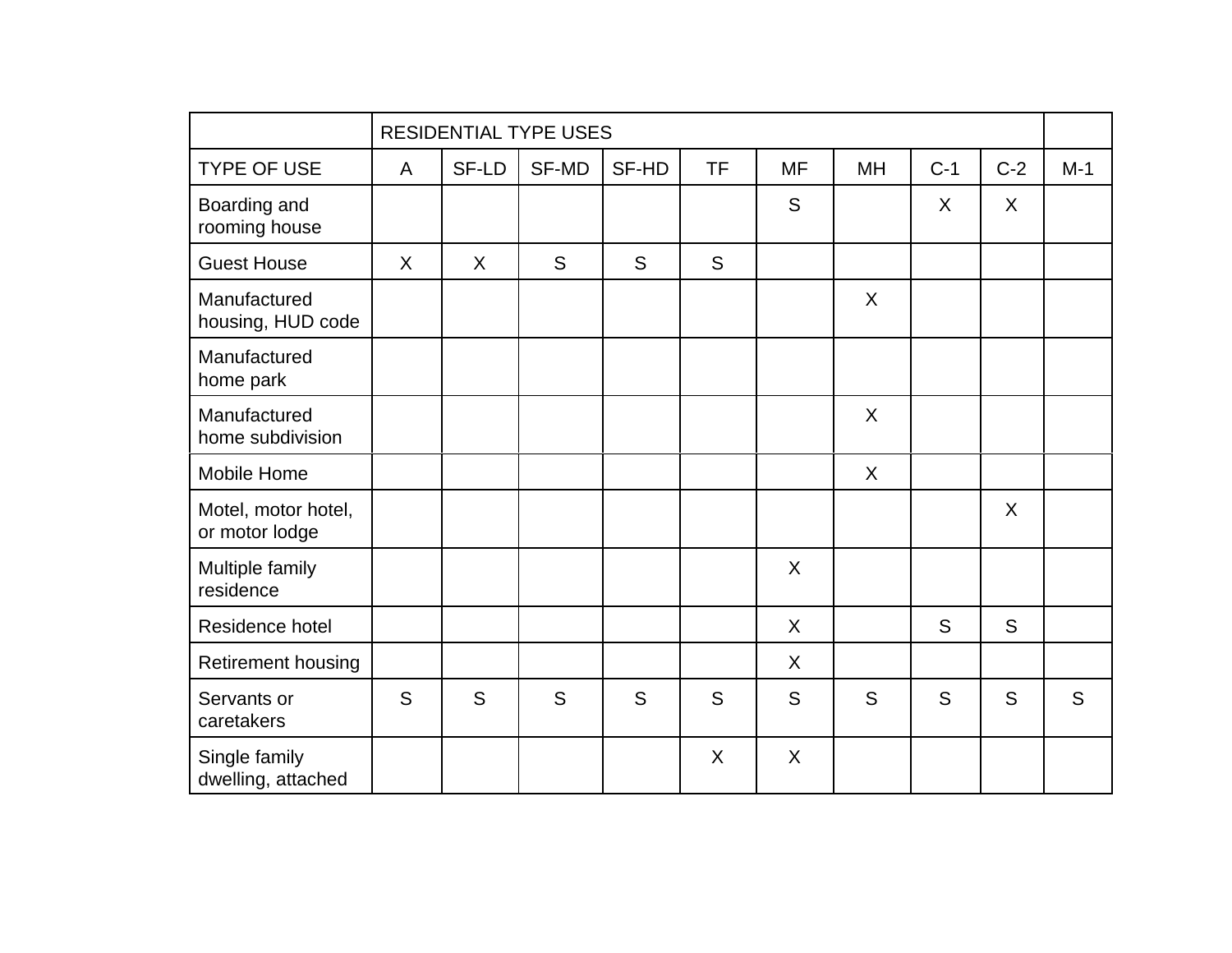| | RESIDENTIAL TYPE USES | | | | | | | | | |
|---|---|---|---|---|---|---|---|---|---|---|
| TYPE OF USE | A | SF-LD | SF-MD | SF-HD | TF | MF | MH | C-1 | C-2 | M-1 |
| Boarding and rooming house | | | | | | S | | X | X | |
| Guest House | X | X | S | S | S | | | | | |
| Manufactured housing, HUD code | | | | | | | X | | | |
| Manufactured home park | | | | | | | | | | |
| Manufactured home subdivision | | | | | | | X | | | |
| Mobile Home | | | | | | | X | | | |
| Motel, motor hotel, or motor lodge | | | | | | | | | X | |
| Multiple family residence | | | | | | X | | | | |
| Residence hotel | | | | | | X | | S | S | |
| Retirement housing | | | | | | X | | | | |
| Servants or caretakers | S | S | S | S | S | S | S | S | S | S |
| Single family dwelling, attached | | | | | X | X | | | | |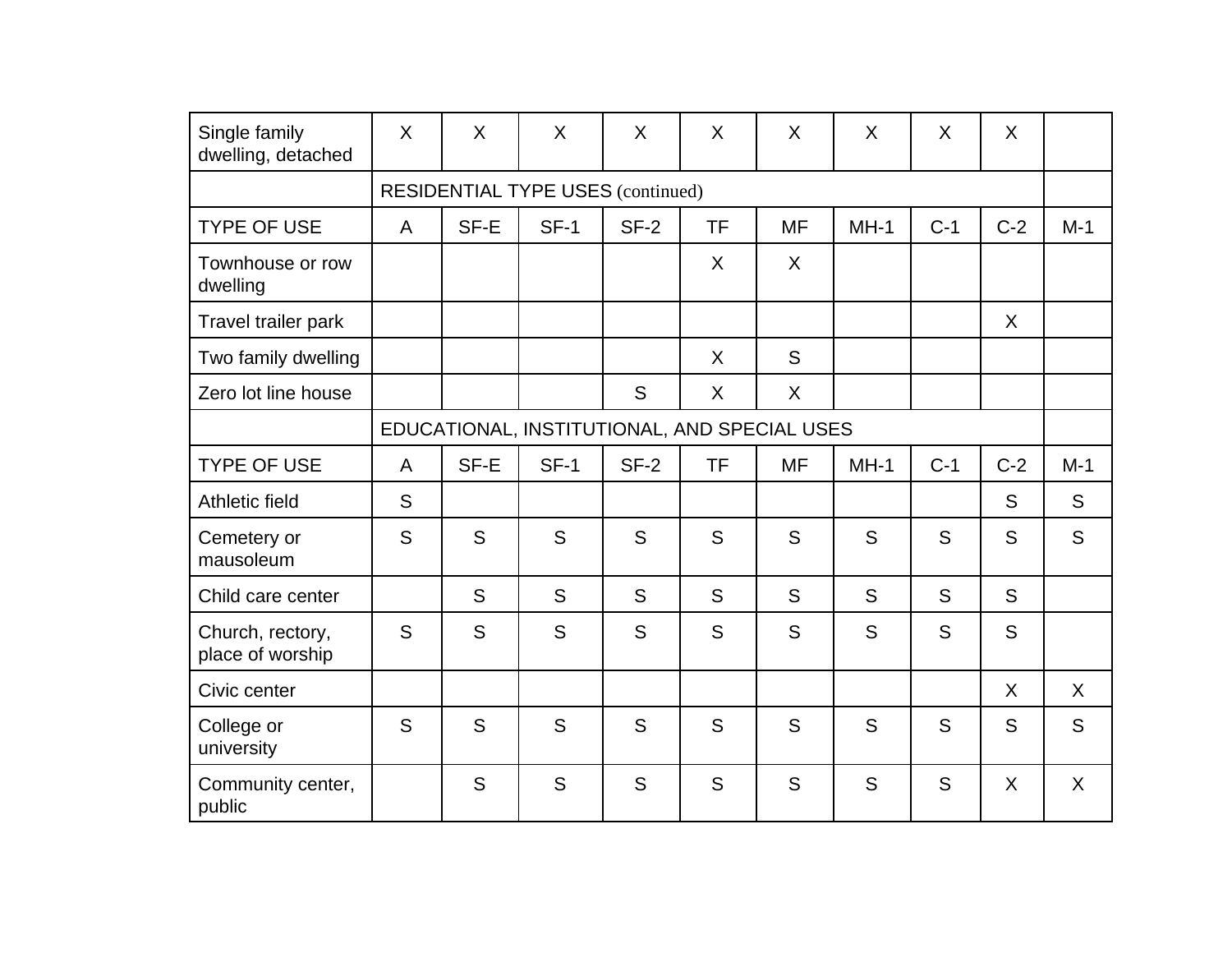| Single family dwelling, detached | X | X | X | X | X | X | X | X | X | |
|---|---|---|---|---|---|---|---|---|---|---|
| | RESIDENTIAL TYPE USES (continued) | | | | | | | | | |
| TYPE OF USE | A | SF-E | SF-1 | SF-2 | TF | MF | MH-1 | C-1 | C-2 | M-1 |
| Townhouse or row dwelling | | | | | X | X | | | | |
| Travel trailer park | | | | | | | | | X | |
| Two family dwelling | | | | | X | S | | | | |
| Zero lot line house | | | | S | X | X | | | | |
| | EDUCATIONAL, INSTITUTIONAL, AND SPECIAL USES | | | | | | | | | |
| TYPE OF USE | A | SF-E | SF-1 | SF-2 | TF | MF | MH-1 | C-1 | C-2 | M-1 |
| Athletic field | S | | | | | | | | S | S |
| Cemetery or mausoleum | S | S | S | S | S | S | S | S | S | S |
| Child care center | | S | S | S | S | S | S | S | S | |
| Church, rectory, place of worship | S | S | S | S | S | S | S | S | S | |
| Civic center | | | | | | | | | X | X |
| College or university | S | S | S | S | S | S | S | S | S | S |
| Community center, public | | S | S | S | S | S | S | S | X | X |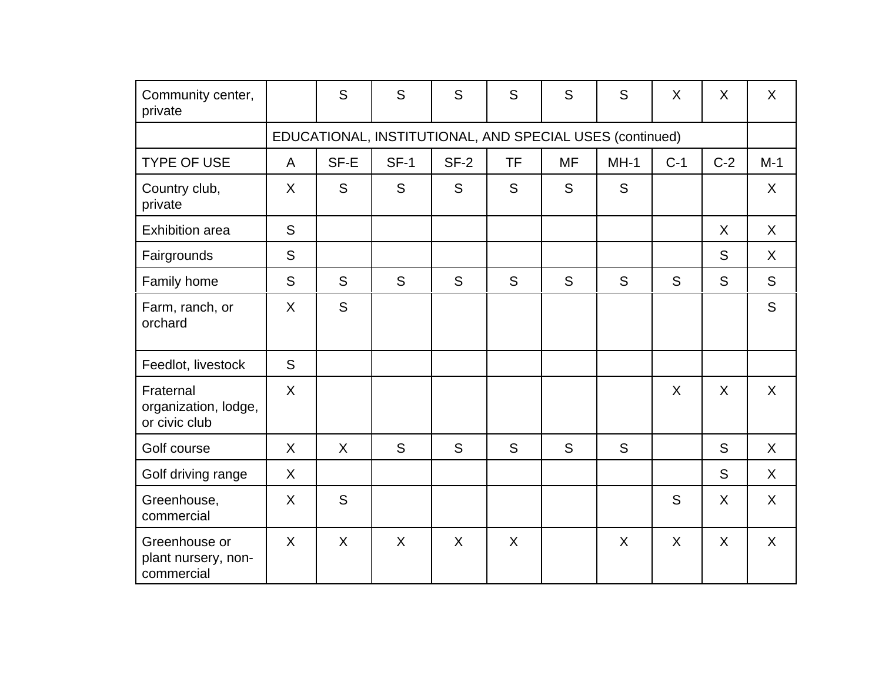| Community center, private | | S | S | S | S | S | S | X | X | X |
|---|---|---|---|---|---|---|---|---|---|---|
| | EDUCATIONAL, INSTITUTIONAL, AND SPECIAL USES (continued) | | | | | | | | | |
| TYPE OF USE | A | SF-E | SF-1 | SF-2 | TF | MF | MH-1 | C-1 | C-2 | M-1 |
| Country club, private | X | S | S | S | S | S | S | | | X |
| Exhibition area | S | | | | | | | | X | X |
| Fairgrounds | S | | | | | | | | S | X |
| Family home | S | S | S | S | S | S | S | S | S | S |
| Farm, ranch, or orchard | X | S | | | | | | | | S |
| Feedlot, livestock | S | | | | | | | | | |
| Fraternal organization, lodge, or civic club | X | | | | | | | X | X | X |
| Golf course | X | X | S | S | S | S | S | | S | X |
| Golf driving range | X | | | | | | | | S | X |
| Greenhouse, commercial | X | S | | | | | | S | X | X |
| Greenhouse or plant nursery, non-commercial | X | X | X | X | X | | X | X | X | X |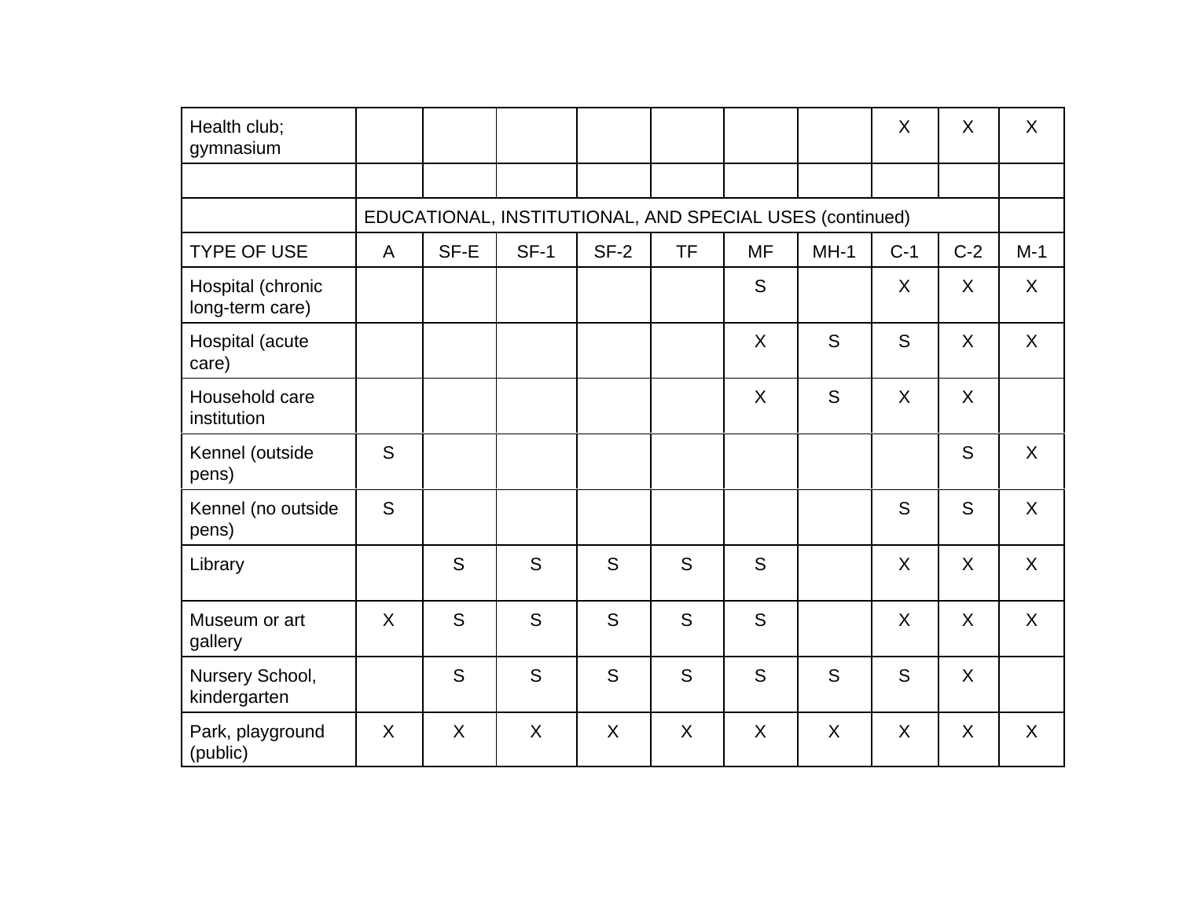| Health club; gymnasium | | | | | | | | X | X | X |
|---|---|---|---|---|---|---|---|---|---|---|
| | | | | | | | | | | |
| | EDUCATIONAL, INSTITUTIONAL, AND SPECIAL USES (continued) | | | | | | | | | |
| TYPE OF USE | A | SF-E | SF-1 | SF-2 | TF | MF | MH-1 | C-1 | C-2 | M-1 |
| Hospital (chronic long-term care) | | | | | | S | | X | X | X |
| Hospital (acute care) | | | | | | X | S | S | X | X |
| Household care institution | | | | | | X | S | X | X | |
| Kennel (outside pens) | S | | | | | | | | S | X |
| Kennel (no outside pens) | S | | | | | | | S | S | X |
| Library | | S | S | S | S | S | | X | X | X |
| Museum or art gallery | X | S | S | S | S | S | | X | X | X |
| Nursery School, kindergarten | | S | S | S | S | S | S | S | X | |
| Park, playground (public) | X | X | X | X | X | X | X | X | X | X |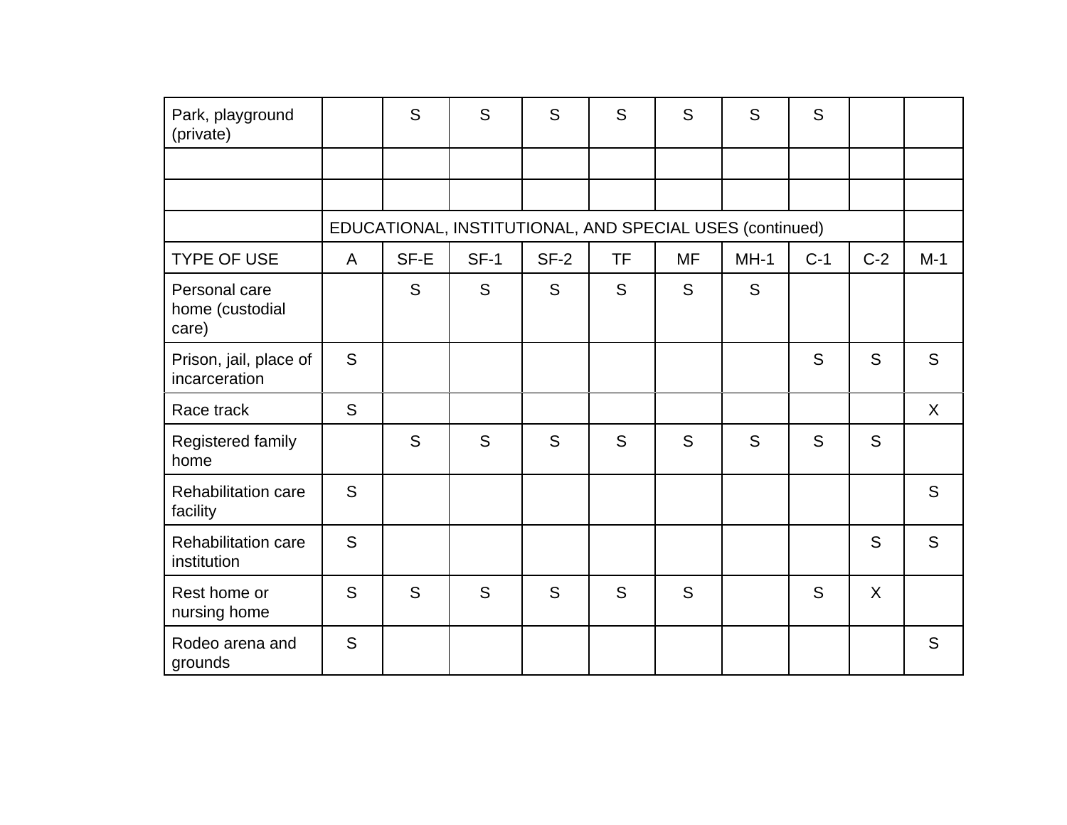| Park, playground (private) | | S | S | S | S | S | S | S | | |
|---|---|---|---|---|---|---|---|---|---|---|
| | | | | | | | | | | |
| | | | | | | | | | | |
| | EDUCATIONAL, INSTITUTIONAL, AND SPECIAL USES (continued) | | | | | | | | | |
| TYPE OF USE | A | SF-E | SF-1 | SF-2 | TF | MF | MH-1 | C-1 | C-2 | M-1 |
| Personal care home (custodial care) | | S | S | S | S | S | S | | | |
| Prison, jail, place of incarceration | S | | | | | | | S | S | S |
| Race track | S | | | | | | | | | X |
| Registered family home | | S | S | S | S | S | S | S | S | |
| Rehabilitation care facility | S | | | | | | | | | S |
| Rehabilitation care institution | S | | | | | | | | S | S |
| Rest home or nursing home | S | S | S | S | S | S | | S | X | |
| Rodeo arena and grounds | S | | | | | | | | | S |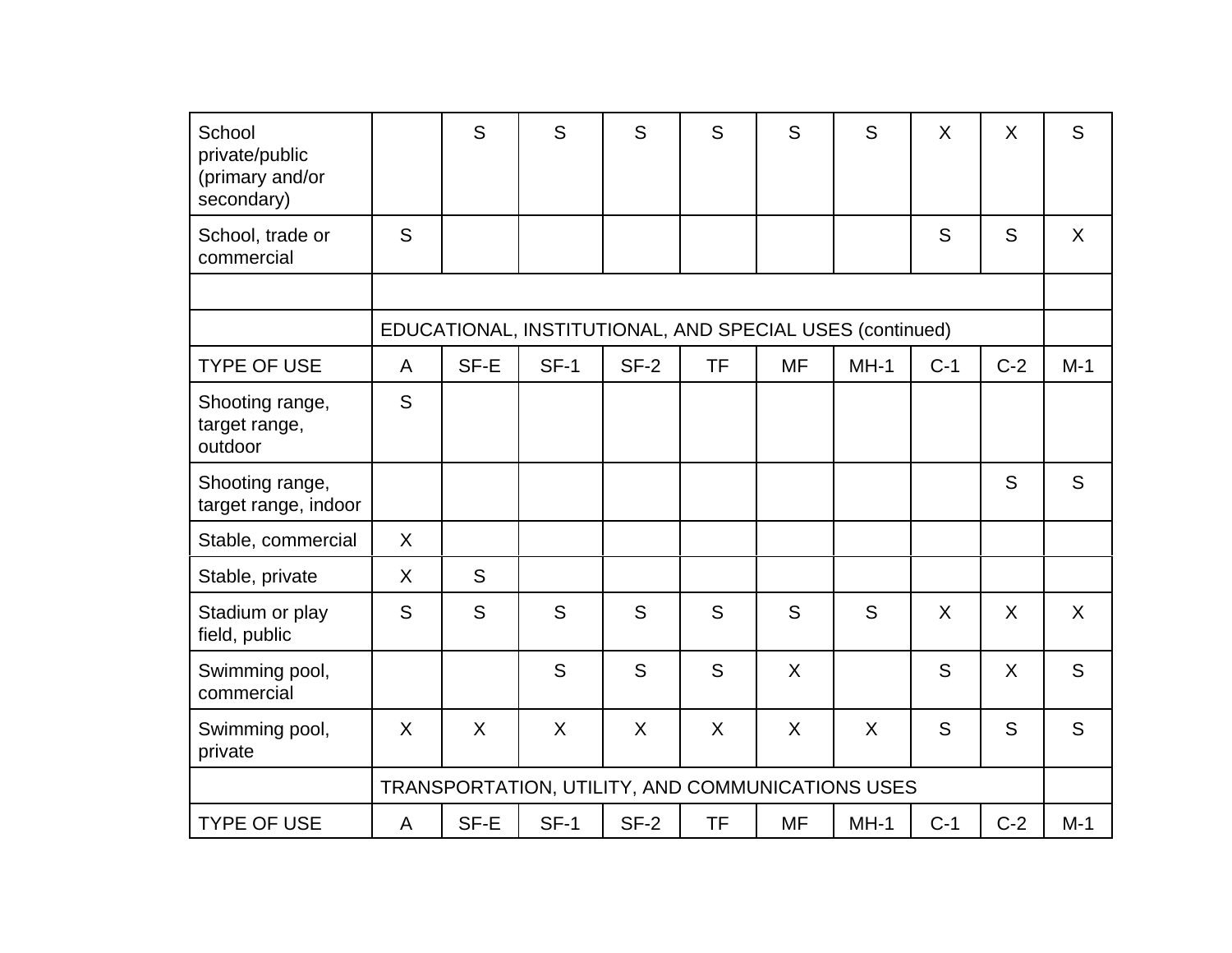| School private/public (primary and/or secondary) | | S | S | S | S | S | S | X | X | S |
|---|---|---|---|---|---|---|---|---|---|---|
| School, trade or commercial | S | | | | | | | S | S | X |
| | | | | | | | | | | |
| | EDUCATIONAL, INSTITUTIONAL, AND SPECIAL USES (continued) | | | | | | | | | |
| TYPE OF USE | A | SF-E | SF-1 | SF-2 | TF | MF | MH-1 | C-1 | C-2 | M-1 |
| Shooting range, target range, outdoor | S | | | | | | | | | |
| Shooting range, target range, indoor | | | | | | | | | S | S |
| Stable, commercial | X | | | | | | | | | |
| Stable, private | X | S | | | | | | | | |
| Stadium or play field, public | S | S | S | S | S | S | S | X | X | X |
| Swimming pool, commercial | | | S | S | S | X | | S | X | S |
| Swimming pool, private | X | X | X | X | X | X | X | S | S | S |
| | TRANSPORTATION, UTILITY, AND COMMUNICATIONS USES | | | | | | | | | |
| TYPE OF USE | A | SF-E | SF-1 | SF-2 | TF | MF | MH-1 | C-1 | C-2 | M-1 |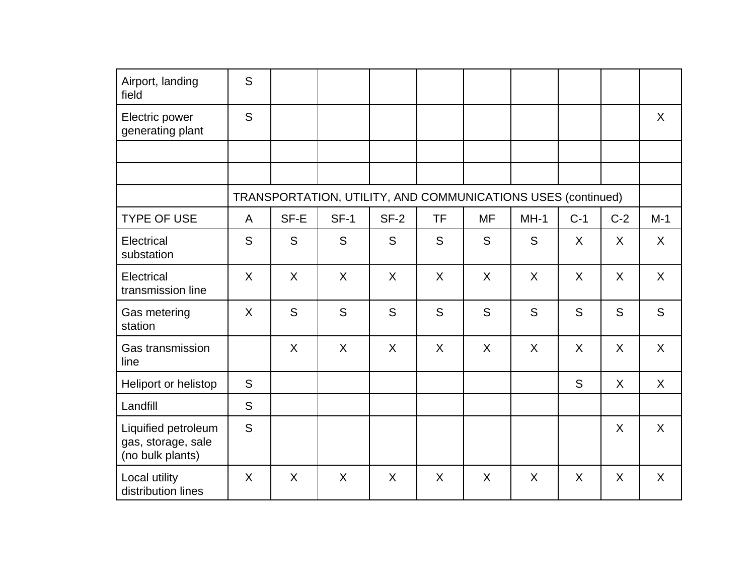| | | | | | | | | | | |
|---|---|---|---|---|---|---|---|---|---|---|
| Airport, landing field | S | | | | | | | | | |
| Electric power generating plant | S | | | | | | | | | X |
| | | | | | | | | | | |
| | | | | | | | | | | |
| | TRANSPORTATION, UTILITY, AND COMMUNICATIONS USES (continued) | | | | | | | | | |
| TYPE OF USE | A | SF-E | SF-1 | SF-2 | TF | MF | MH-1 | C-1 | C-2 | M-1 |
| Electrical substation | S | S | S | S | S | S | S | X | X | X |
| Electrical transmission line | X | X | X | X | X | X | X | X | X | X |
| Gas metering station | X | S | S | S | S | S | S | S | S | S |
| Gas transmission line | | X | X | X | X | X | X | X | X | X |
| Heliport or helistop | S | | | | | | | S | X | X |
| Landfill | S | | | | | | | | | |
| Liquified petroleum gas, storage, sale (no bulk plants) | S | | | | | | | | X | X |
| Local utility distribution lines | X | X | X | X | X | X | X | X | X | X |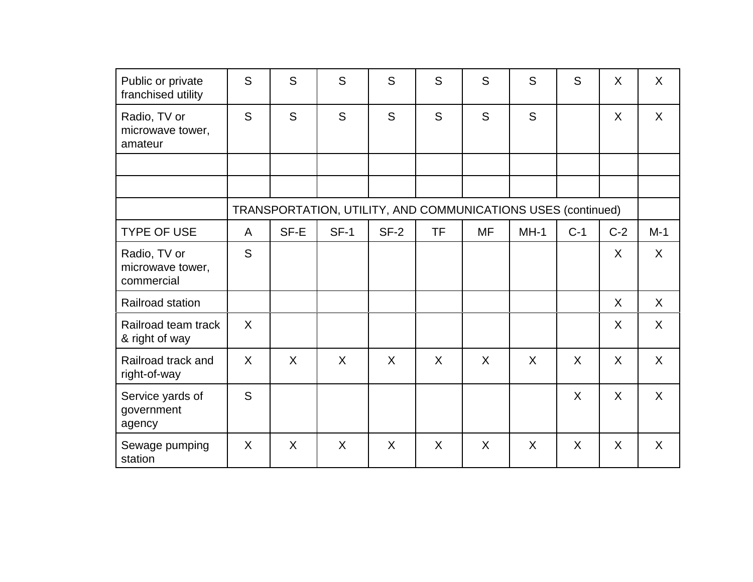| Public or private franchised utility | S | S | S | S | S | S | S | S | X | X |
|---|---|---|---|---|---|---|---|---|---|---|
| Radio, TV or microwave tower, amateur | S | S | S | S | S | S | S | | X | X |
| | | | | | | | | | | |
| | | | | | | | | | | |
| | TRANSPORTATION, UTILITY, AND COMMUNICATIONS USES (continued) | | | | | | | | | |
| TYPE OF USE | A | SF-E | SF-1 | SF-2 | TF | MF | MH-1 | C-1 | C-2 | M-1 |
| Radio, TV or microwave tower, commercial | S | | | | | | | | X | X |
| Railroad station | | | | | | | | | X | X |
| Railroad team track & right of way | X | | | | | | | | X | X |
| Railroad track and right-of-way | X | X | X | X | X | X | X | X | X | X |
| Service yards of government agency | S | | | | | | | X | X | X |
| Sewage pumping station | X | X | X | X | X | X | X | X | X | X |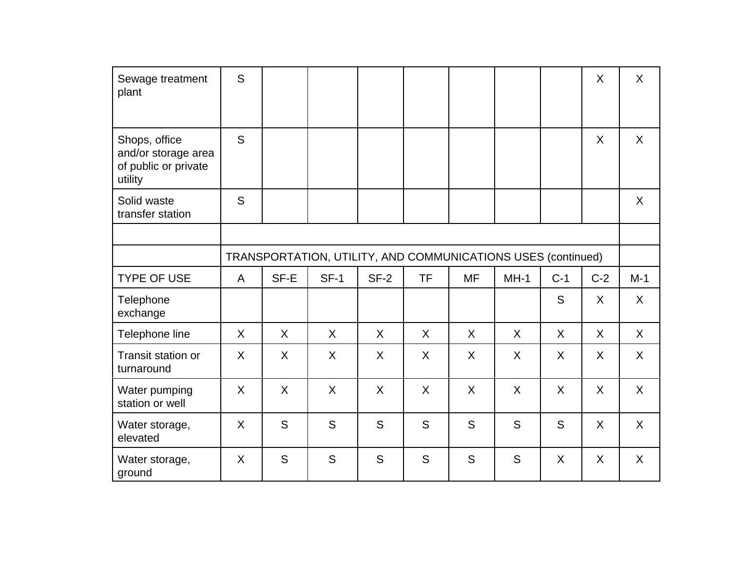| | | | | | | | | | | |
|---|---|---|---|---|---|---|---|---|---|---|
| Sewage treatment plant | S | | | | | | | | X | X |
| Shops, office and/or storage area of public or private utility | S | | | | | | | | X | X |
| Solid waste transfer station | S | | | | | | | | | X |
| | | | | | | | | | | |
| | TRANSPORTATION, UTILITY, AND COMMUNICATIONS USES (continued) | | | | | | | | | |
| TYPE OF USE | A | SF-E | SF-1 | SF-2 | TF | MF | MH-1 | C-1 | C-2 | M-1 |
| Telephone exchange | | | | | | | | S | X | X |
| Telephone line | X | X | X | X | X | X | X | X | X | X |
| Transit station or turnaround | X | X | X | X | X | X | X | X | X | X |
| Water pumping station or well | X | X | X | X | X | X | X | X | X | X |
| Water storage, elevated | X | S | S | S | S | S | S | S | X | X |
| Water storage, ground | X | S | S | S | S | S | S | X | X | X |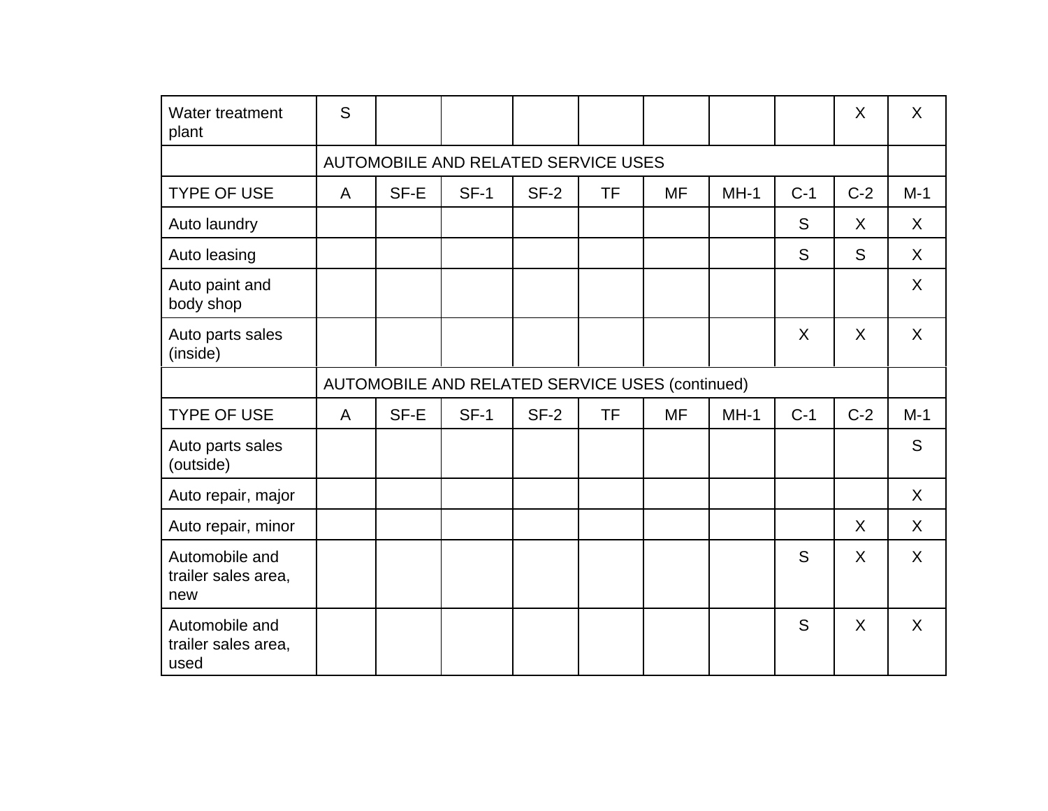| Water treatment plant | S | | | | | | | | X | X |
|---|---|---|---|---|---|---|---|---|---|---|
| | AUTOMOBILE AND RELATED SERVICE USES | | | | | | | | | |
| TYPE OF USE | A | SF-E | SF-1 | SF-2 | TF | MF | MH-1 | C-1 | C-2 | M-1 |
| Auto laundry | | | | | | | | S | X | X |
| Auto leasing | | | | | | | | S | S | X |
| Auto paint and body shop | | | | | | | | | | X |
| Auto parts sales (inside) | | | | | | | | X | X | X |
| | AUTOMOBILE AND RELATED SERVICE USES (continued) | | | | | | | | | |
| TYPE OF USE | A | SF-E | SF-1 | SF-2 | TF | MF | MH-1 | C-1 | C-2 | M-1 |
| Auto parts sales (outside) | | | | | | | | | | S |
| Auto repair, major | | | | | | | | | | X |
| Auto repair, minor | | | | | | | | | X | X |
| Automobile and trailer sales area, new | | | | | | | | S | X | X |
| Automobile and trailer sales area, used | | | | | | | | S | X | X |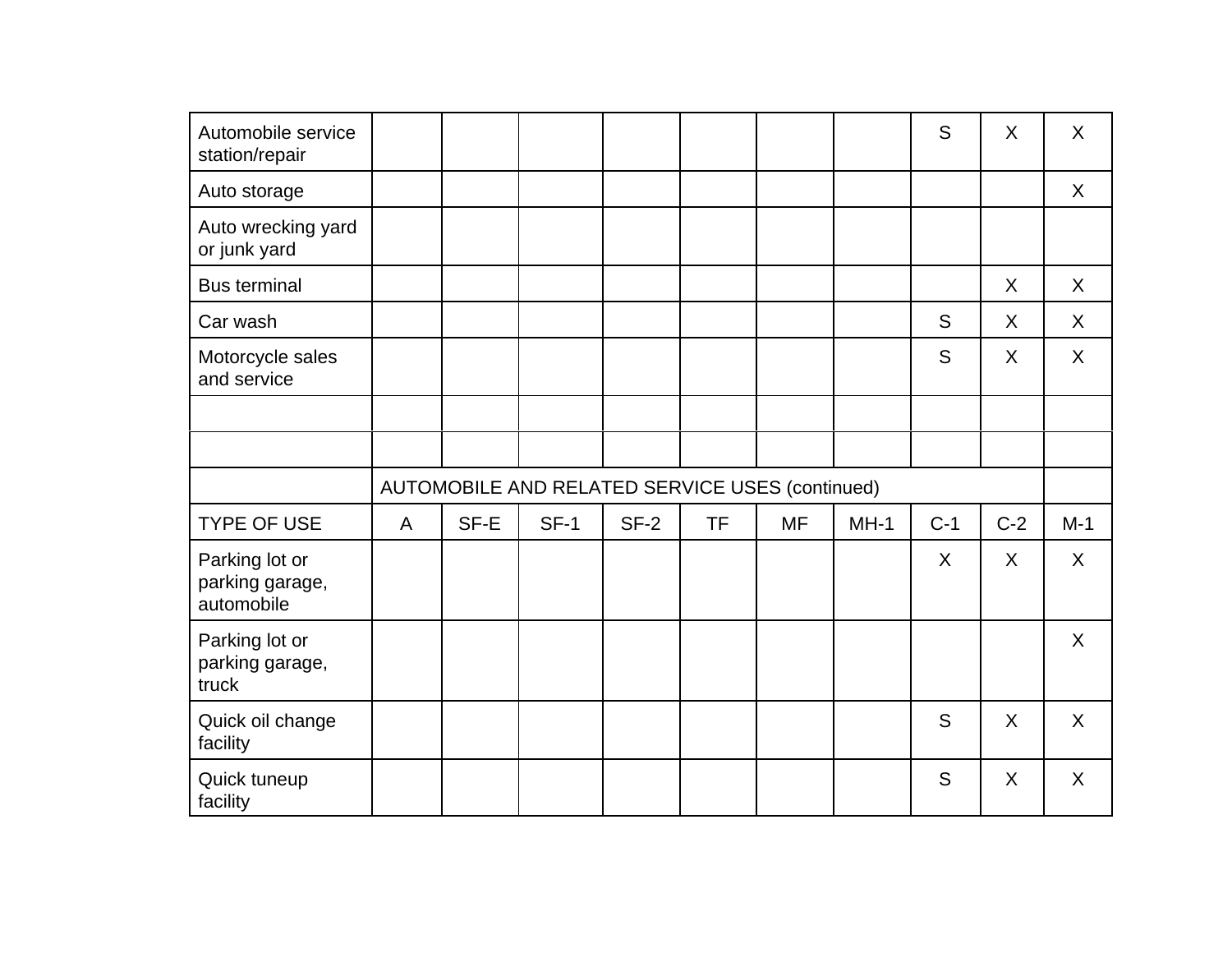| | | | | | | | | | | |
|---|---|---|---|---|---|---|---|---|---|---|
| Automobile service station/repair | | | | | | | | S | X | X |
| Auto storage | | | | | | | | | | X |
| Auto wrecking yard or junk yard | | | | | | | | | | |
| Bus terminal | | | | | | | | | X | X |
| Car wash | | | | | | | | S | X | X |
| Motorcycle sales and service | | | | | | | | S | X | X |
| | | | | | | | | | | |
| | | | | | | | | | | |
| | AUTOMOBILE AND RELATED SERVICE USES (continued) | | | | | | | | | |
| TYPE OF USE | A | SF-E | SF-1 | SF-2 | TF | MF | MH-1 | C-1 | C-2 | M-1 |
| Parking lot or parking garage, automobile | | | | | | | | X | X | X |
| Parking lot or parking garage, truck | | | | | | | | | | X |
| Quick oil change facility | | | | | | | | S | X | X |
| Quick tuneup facility | | | | | | | | S | X | X |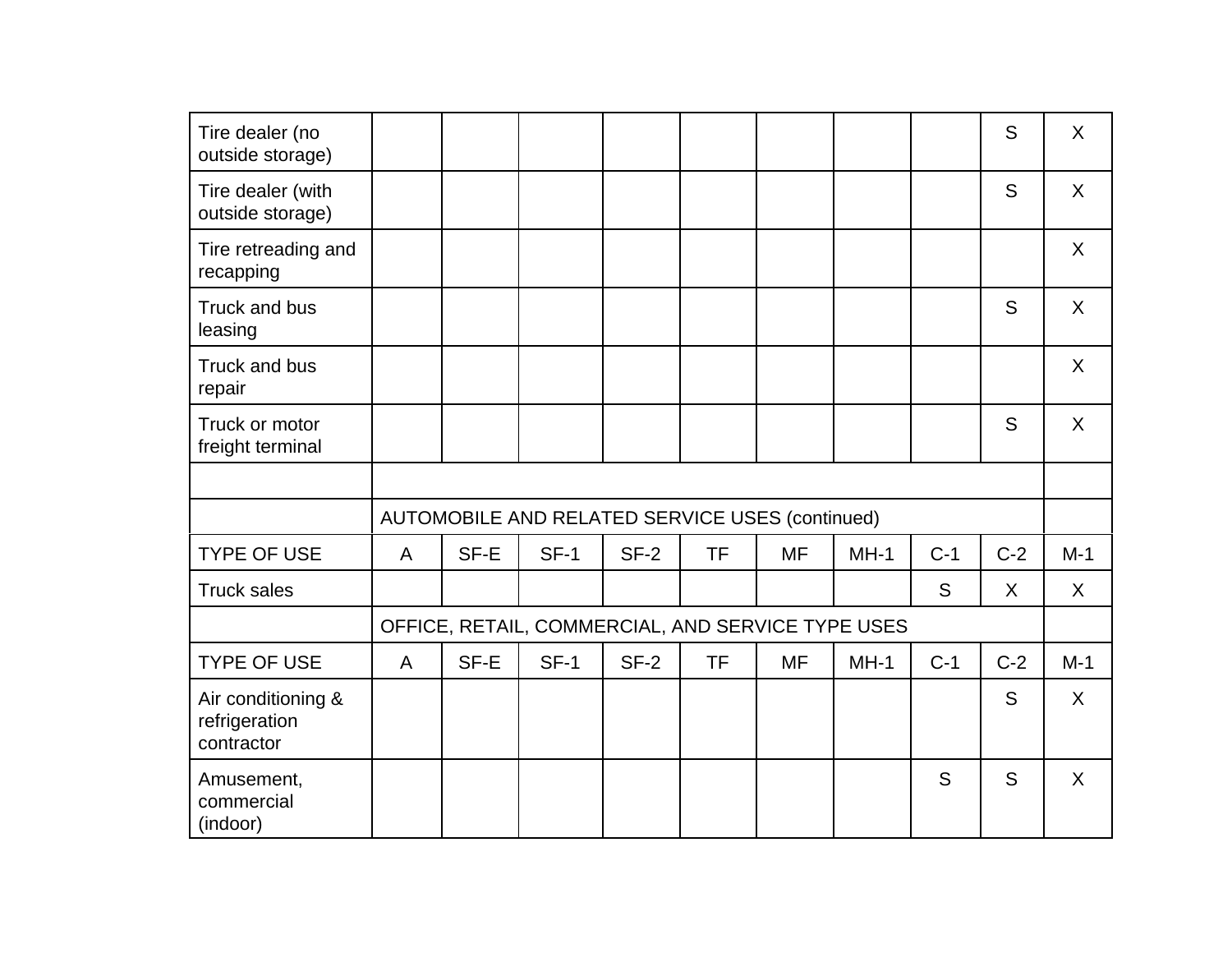| | | | | | | | | | | |
|---|---|---|---|---|---|---|---|---|---|---|
| Tire dealer (no outside storage) | | | | | | | | | S | X |
| Tire dealer (with outside storage) | | | | | | | | | S | X |
| Tire retreading and recapping | | | | | | | | | | X |
| Truck and bus leasing | | | | | | | | | S | X |
| Truck and bus repair | | | | | | | | | | X |
| Truck or motor freight terminal | | | | | | | | | S | X |
| | | | | | | | | | | |
| | AUTOMOBILE AND RELATED SERVICE USES (continued) | | | | | | | | | |
| TYPE OF USE | A | SF-E | SF-1 | SF-2 | TF | MF | MH-1 | C-1 | C-2 | M-1 |
| Truck sales | | | | | | | | S | X | X |
| | OFFICE, RETAIL, COMMERCIAL, AND SERVICE TYPE USES | | | | | | | | | |
| TYPE OF USE | A | SF-E | SF-1 | SF-2 | TF | MF | MH-1 | C-1 | C-2 | M-1 |
| Air conditioning & refrigeration contractor | | | | | | | | | S | X |
| Amusement, commercial (indoor) | | | | | | | | S | S | X |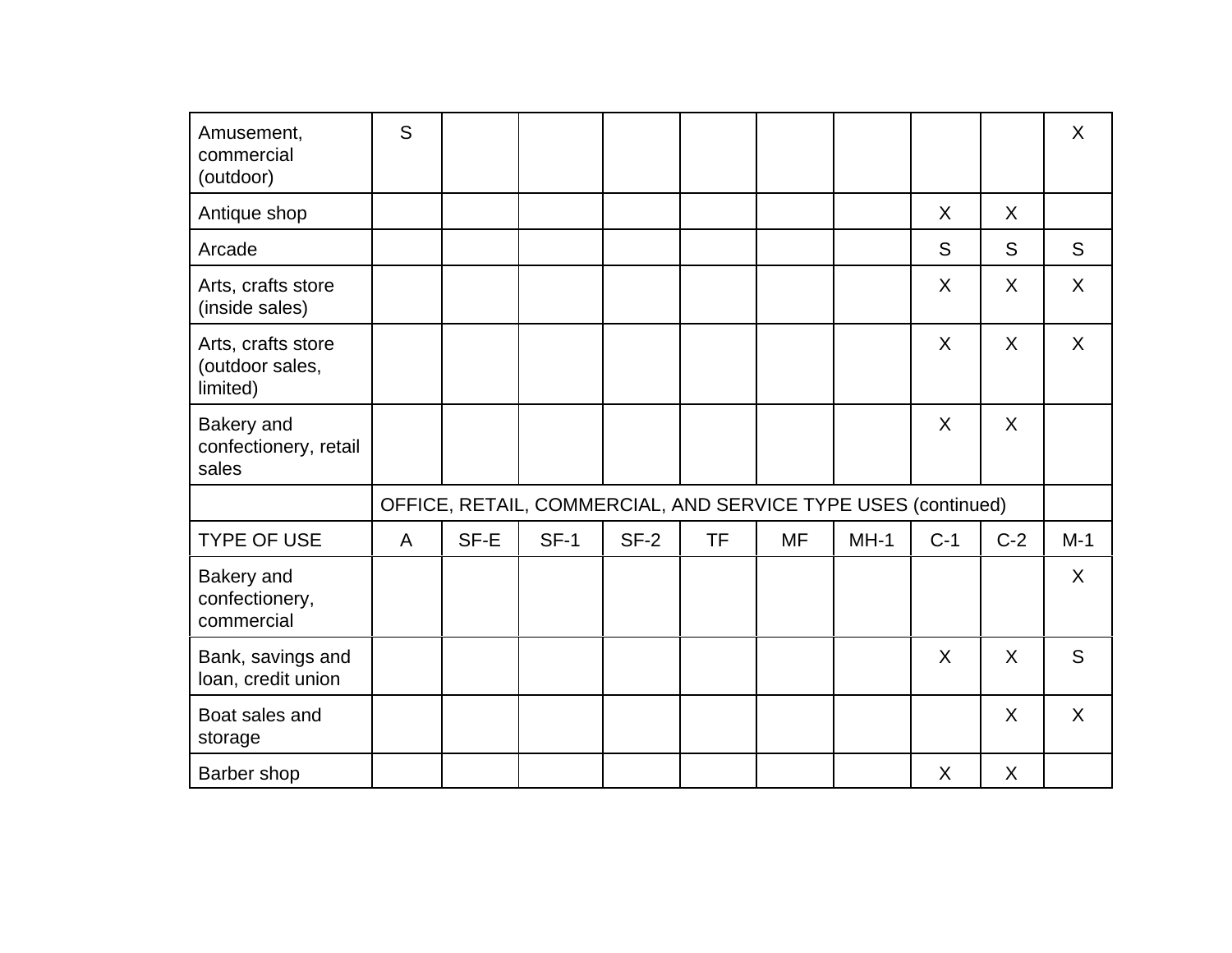| Amusement, commercial (outdoor) | S | | | | | | | | | X |
|---|---|---|---|---|---|---|---|---|---|---|
| Antique shop | | | | | | | | X | X | |
| Arcade | | | | | | | | S | S | S |
| Arts, crafts store (inside sales) | | | | | | | | X | X | X |
| Arts, crafts store (outdoor sales, limited) | | | | | | | | X | X | X |
| Bakery and confectionery, retail sales | | | | | | | | X | X | |
| | OFFICE, RETAIL, COMMERCIAL, AND SERVICE TYPE USES (continued) | | | | | | | | | |
| TYPE OF USE | A | SF-E | SF-1 | SF-2 | TF | MF | MH-1 | C-1 | C-2 | M-1 |
| Bakery and confectionery, commercial | | | | | | | | | | X |
| Bank, savings and loan, credit union | | | | | | | | X | X | S |
| Boat sales and storage | | | | | | | | | X | X |
| Barber shop | | | | | | | | X | X | |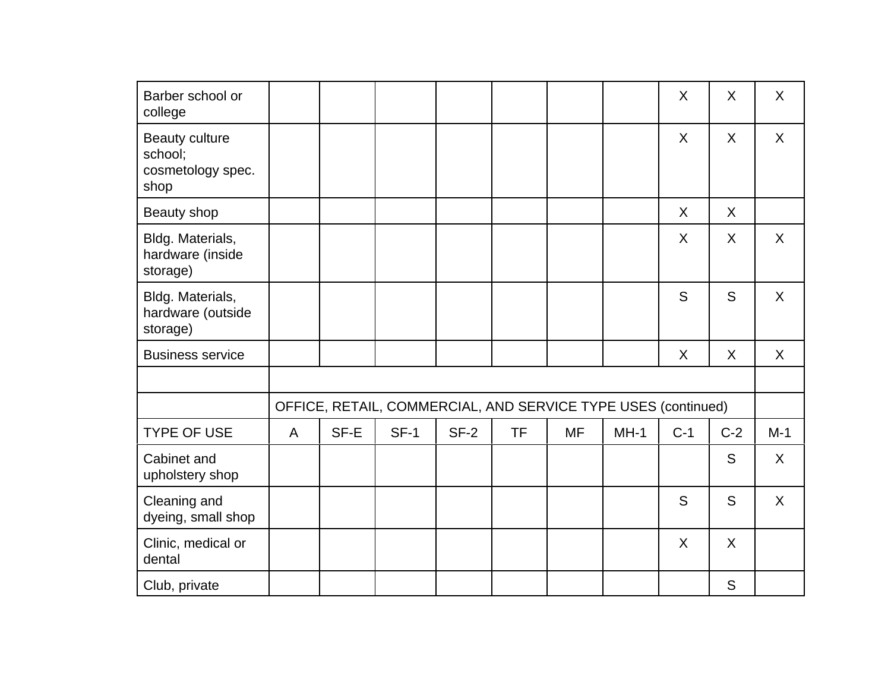| | | | | | | | | | | |
|---|---|---|---|---|---|---|---|---|---|---|
| Barber school or college | | | | | | | | X | X | X |
| Beauty culture school; cosmetology spec. shop | | | | | | | | X | X | X |
| Beauty shop | | | | | | | | X | X | |
| Bldg. Materials, hardware (inside storage) | | | | | | | | X | X | X |
| Bldg. Materials, hardware (outside storage) | | | | | | | | S | S | X |
| Business service | | | | | | | | X | X | X |
| | | | | | | | | | | |
| | OFFICE, RETAIL, COMMERCIAL, AND SERVICE TYPE USES (continued) | | | | | | | | | |
| TYPE OF USE | A | SF-E | SF-1 | SF-2 | TF | MF | MH-1 | C-1 | C-2 | M-1 |
| Cabinet and upholstery shop | | | | | | | | | S | X |
| Cleaning and dyeing, small shop | | | | | | | | S | S | X |
| Clinic, medical or dental | | | | | | | | X | X | |
| Club, private | | | | | | | | | S | |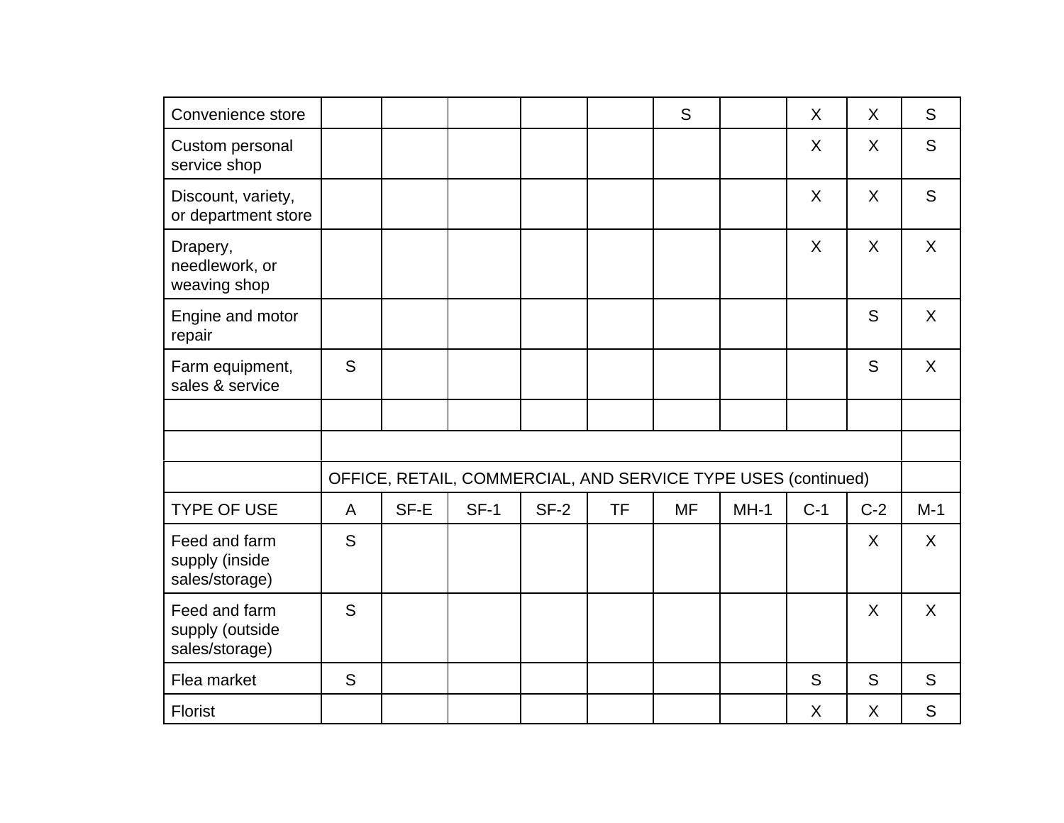| TYPE OF USE | A | SF-E | SF-1 | SF-2 | TF | MF | MH-1 | C-1 | C-2 | M-1 |
|---|---|---|---|---|---|---|---|---|---|---|
| Convenience store | | | | | | S | | X | X | S |
| Custom personal service shop | | | | | | | | X | X | S |
| Discount, variety, or department store | | | | | | | | X | X | S |
| Drapery, needlework, or weaving shop | | | | | | | | X | X | X |
| Engine and motor repair | | | | | | | | | S | X |
| Farm equipment, sales & service | S | | | | | | | | S | X |
| | | | | | | | | | | |
| | | | | | | | | | | |
| | OFFICE, RETAIL, COMMERCIAL, AND SERVICE TYPE USES (continued) | | | | | | | | | |
| Feed and farm supply (inside sales/storage) | S | | | | | | | | X | X |
| Feed and farm supply (outside sales/storage) | S | | | | | | | | X | X |
| Flea market | S | | | | | | | S | S | S |
| Florist | | | | | | | | X | X | S |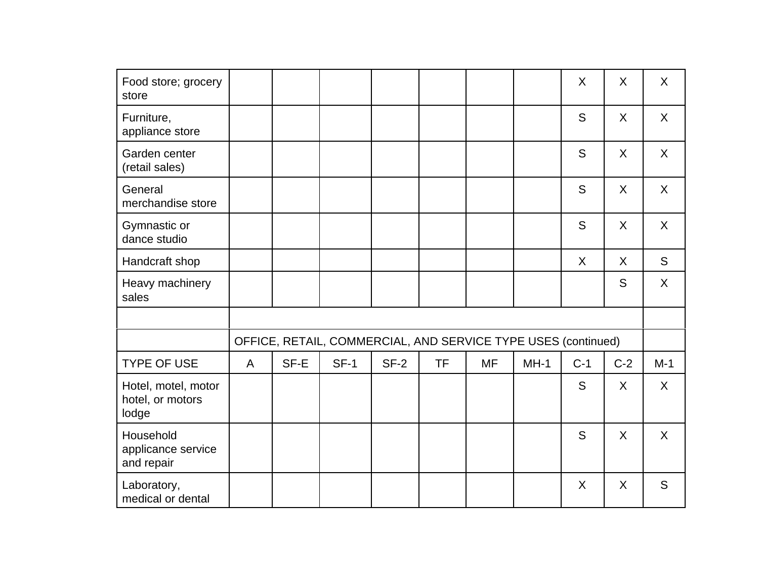| Food store; grocery store | | | | | | | | X | X | X |
|---|---|---|---|---|---|---|---|---|---|---|
| Furniture, appliance store | | | | | | | | S | X | X |
| Garden center (retail sales) | | | | | | | | S | X | X |
| General merchandise store | | | | | | | | S | X | X |
| Gymnastic or dance studio | | | | | | | | S | X | X |
| Handcraft shop | | | | | | | | X | X | S |
| Heavy machinery sales | | | | | | | | | S | X |
| | | | | | | | | | | |
| | OFFICE, RETAIL, COMMERCIAL, AND SERVICE TYPE USES (continued) | | | | | | | | | |
| TYPE OF USE | A | SF-E | SF-1 | SF-2 | TF | MF | MH-1 | C-1 | C-2 | M-1 |
| Hotel, motel, motor hotel, or motors lodge | | | | | | | | S | X | X |
| Household applicance service and repair | | | | | | | | S | X | X |
| Laboratory, medical or dental | | | | | | | | X | X | S |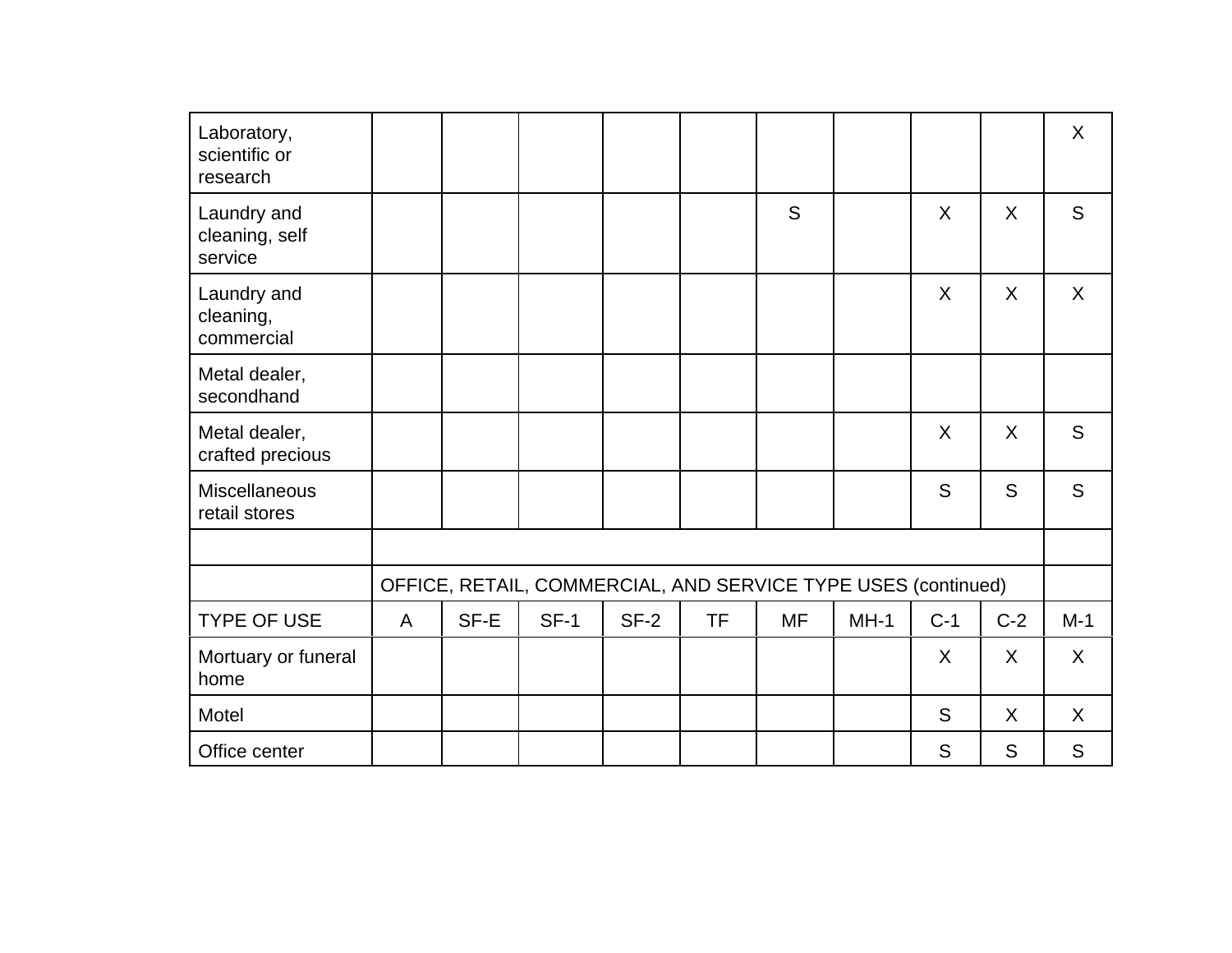| Laboratory, scientific or research | | | | | | | | | | X |
|---|---|---|---|---|---|---|---|---|---|---|
| Laundry and cleaning, self service | | | | | | S | | X | X | S |
| Laundry and cleaning, commercial | | | | | | | | X | X | X |
| Metal dealer, secondhand | | | | | | | | | | |
| Metal dealer, crafted precious | | | | | | | | X | X | S |
| Miscellaneous retail stores | | | | | | | | S | S | S |
| | | | | | | | | | | |
| | OFFICE, RETAIL, COMMERCIAL, AND SERVICE TYPE USES (continued) | | | | | | | | | |
| TYPE OF USE | A | SF-E | SF-1 | SF-2 | TF | MF | MH-1 | C-1 | C-2 | M-1 |
| Mortuary or funeral home | | | | | | | | X | X | X |
| Motel | | | | | | | | S | X | X |
| Office center | | | | | | | | S | S | S |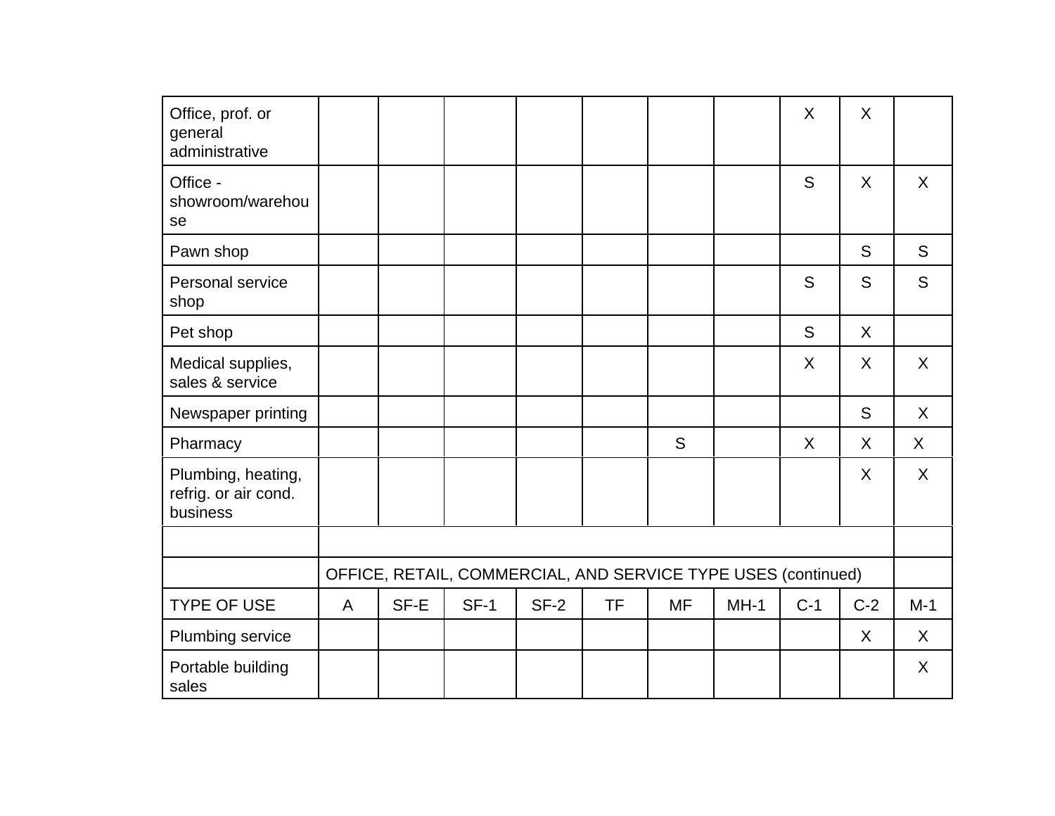| Office, prof. or general administrative | | | | | | | | X | X | |
|---|---|---|---|---|---|---|---|---|---|---|
| Office - showroom/warehouse | | | | | | | | S | X | X |
| Pawn shop | | | | | | | | | S | S |
| Personal service shop | | | | | | | | S | S | S |
| Pet shop | | | | | | | | S | X | |
| Medical supplies, sales & service | | | | | | | | X | X | X |
| Newspaper printing | | | | | | | | | S | X |
| Pharmacy | | | | | | S | | X | X | X |
| Plumbing, heating, refrig. or air cond. business | | | | | | | | | X | X |
| | | | | | | | | | | |
| | OFFICE, RETAIL, COMMERCIAL, AND SERVICE TYPE USES (continued) | | | | | | | | | |
| TYPE OF USE | A | SF-E | SF-1 | SF-2 | TF | MF | MH-1 | C-1 | C-2 | M-1 |
| Plumbing service | | | | | | | | | X | X |
| Portable building sales | | | | | | | | | | X |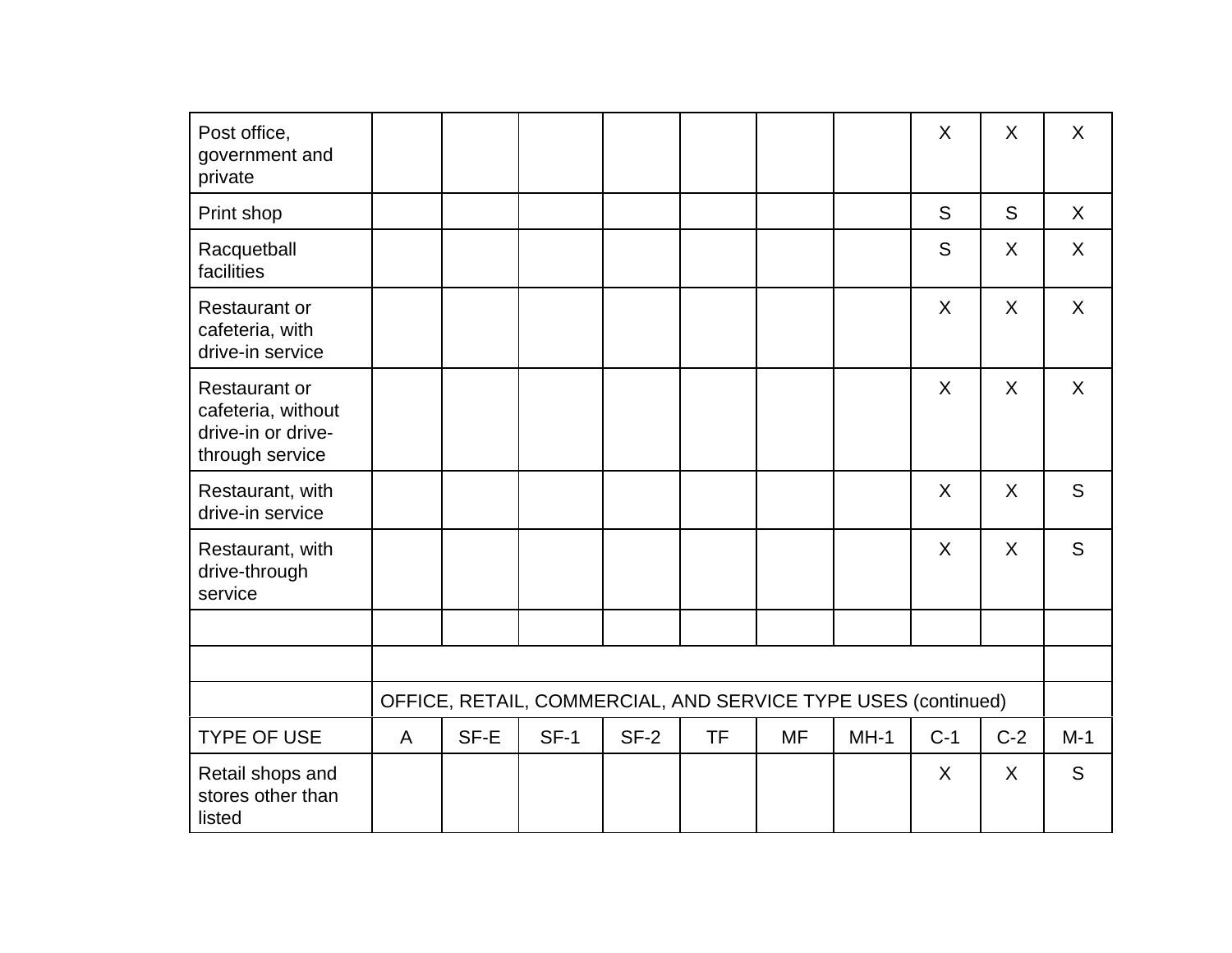| Post office, government and private | | | | | | | | X | X | X |
|---|---|---|---|---|---|---|---|---|---|---|
| Print shop | | | | | | | | S | S | X |
| Racquetball facilities | | | | | | | | S | X | X |
| Restaurant or cafeteria, with drive-in service | | | | | | | | X | X | X |
| Restaurant or cafeteria, without drive-in or drive-through service | | | | | | | | X | X | X |
| Restaurant, with drive-in service | | | | | | | | X | X | S |
| Restaurant, with drive-through service | | | | | | | | X | X | S |
| | | | | | | | | | | |

| | OFFICE, RETAIL, COMMERCIAL, AND SERVICE TYPE USES (continued) | | | | | | | | | |
|---|---|---|---|---|---|---|---|---|---|---|
| TYPE OF USE | A | SF-E | SF-1 | SF-2 | TF | MF | MH-1 | C-1 | C-2 | M-1 |
| Retail shops and stores other than listed | | | | | | | | X | X | S |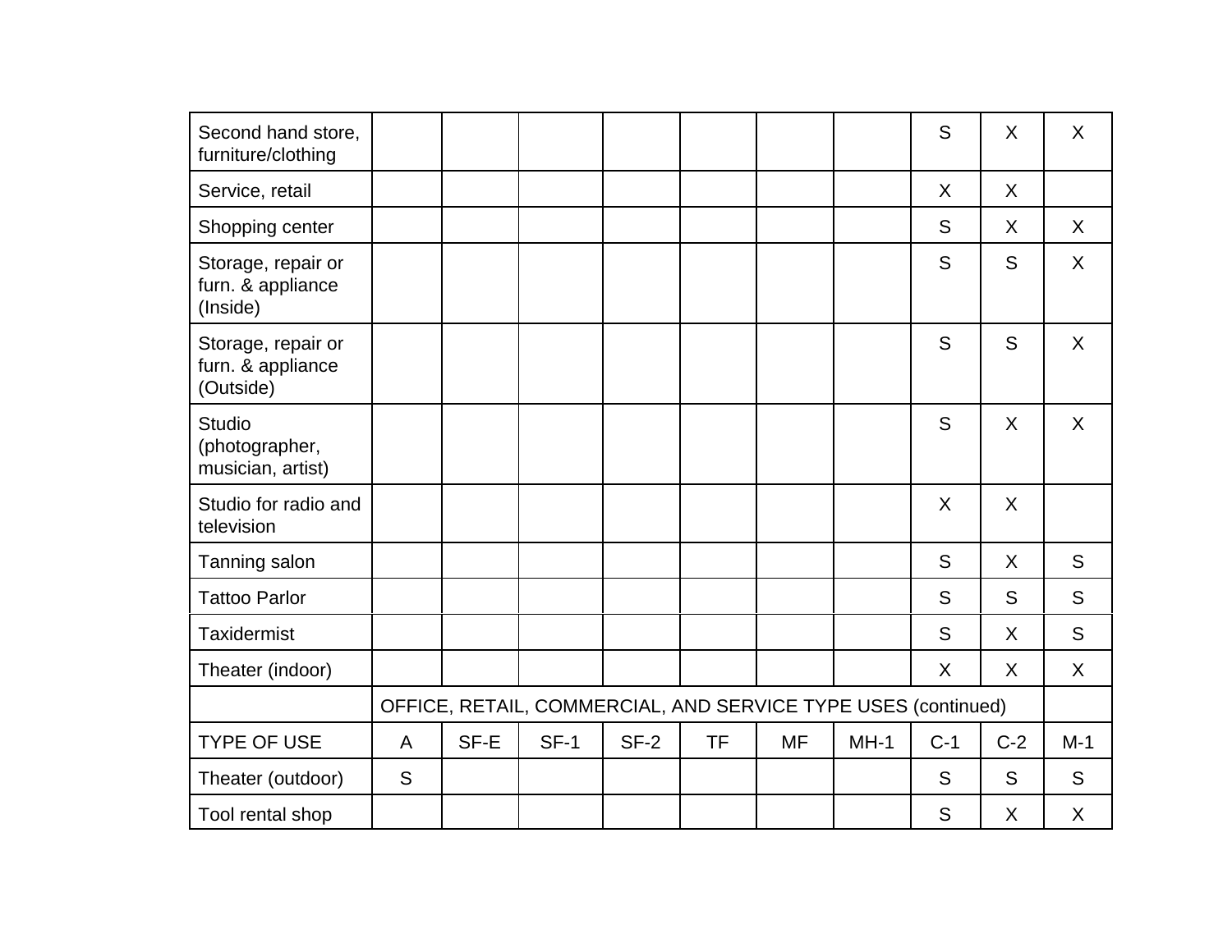| Second hand store, furniture/clothing | | | | | | | | S | X | X |
|---|---|---|---|---|---|---|---|---|---|---|
| Service, retail | | | | | | | | X | X | |
| Shopping center | | | | | | | | S | X | X |
| Storage, repair or furn. & appliance (Inside) | | | | | | | | S | S | X |
| Storage, repair or furn. & appliance (Outside) | | | | | | | | S | S | X |
| Studio (photographer, musician, artist) | | | | | | | | S | X | X |
| Studio for radio and television | | | | | | | | X | X | |
| Tanning salon | | | | | | | | S | X | S |
| Tattoo Parlor | | | | | | | | S | S | S |
| Taxidermist | | | | | | | | S | X | S |
| Theater (indoor) | | | | | | | | X | X | X |
| | OFFICE, RETAIL, COMMERCIAL, AND SERVICE TYPE USES (continued) | | | | | | | | | |
| TYPE OF USE | A | SF-E | SF-1 | SF-2 | TF | MF | MH-1 | C-1 | C-2 | M-1 |
| Theater (outdoor) | S | | | | | | | S | S | S |
| Tool rental shop | | | | | | | | S | X | X |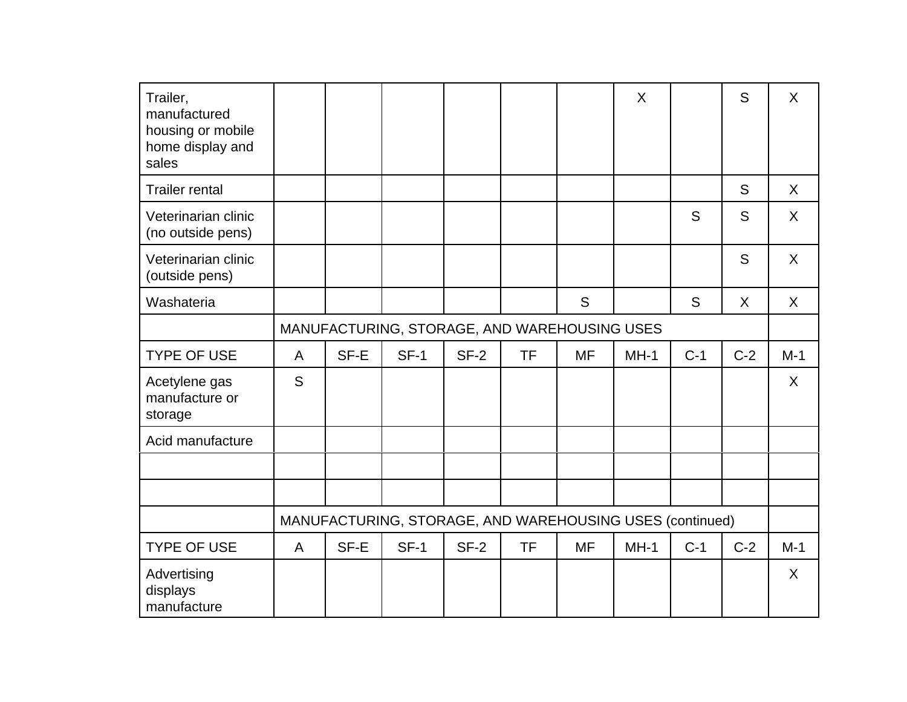| | | | | | | | | | | |
|---|---|---|---|---|---|---|---|---|---|---|
| Trailer, manufactured housing or mobile home display and sales | | | | | | | X | | S | X |
| Trailer rental | | | | | | | | | S | X |
| Veterinarian clinic (no outside pens) | | | | | | | | S | S | X |
| Veterinarian clinic (outside pens) | | | | | | | | | S | X |
| Washateria | | | | | | S | | S | X | X |
| | MANUFACTURING, STORAGE, AND WAREHOUSING USES | | | | | | | | | |
| TYPE OF USE | A | SF-E | SF-1 | SF-2 | TF | MF | MH-1 | C-1 | C-2 | M-1 |
| Acetylene gas manufacture or storage | S | | | | | | | | | X |
| Acid manufacture | | | | | | | | | | |
| | | | | | | | | | | |
| | | | | | | | | | | |
| | MANUFACTURING, STORAGE, AND WAREHOUSING USES (continued) | | | | | | | | | |
| TYPE OF USE | A | SF-E | SF-1 | SF-2 | TF | MF | MH-1 | C-1 | C-2 | M-1 |
| Advertising displays manufacture | | | | | | | | | | X |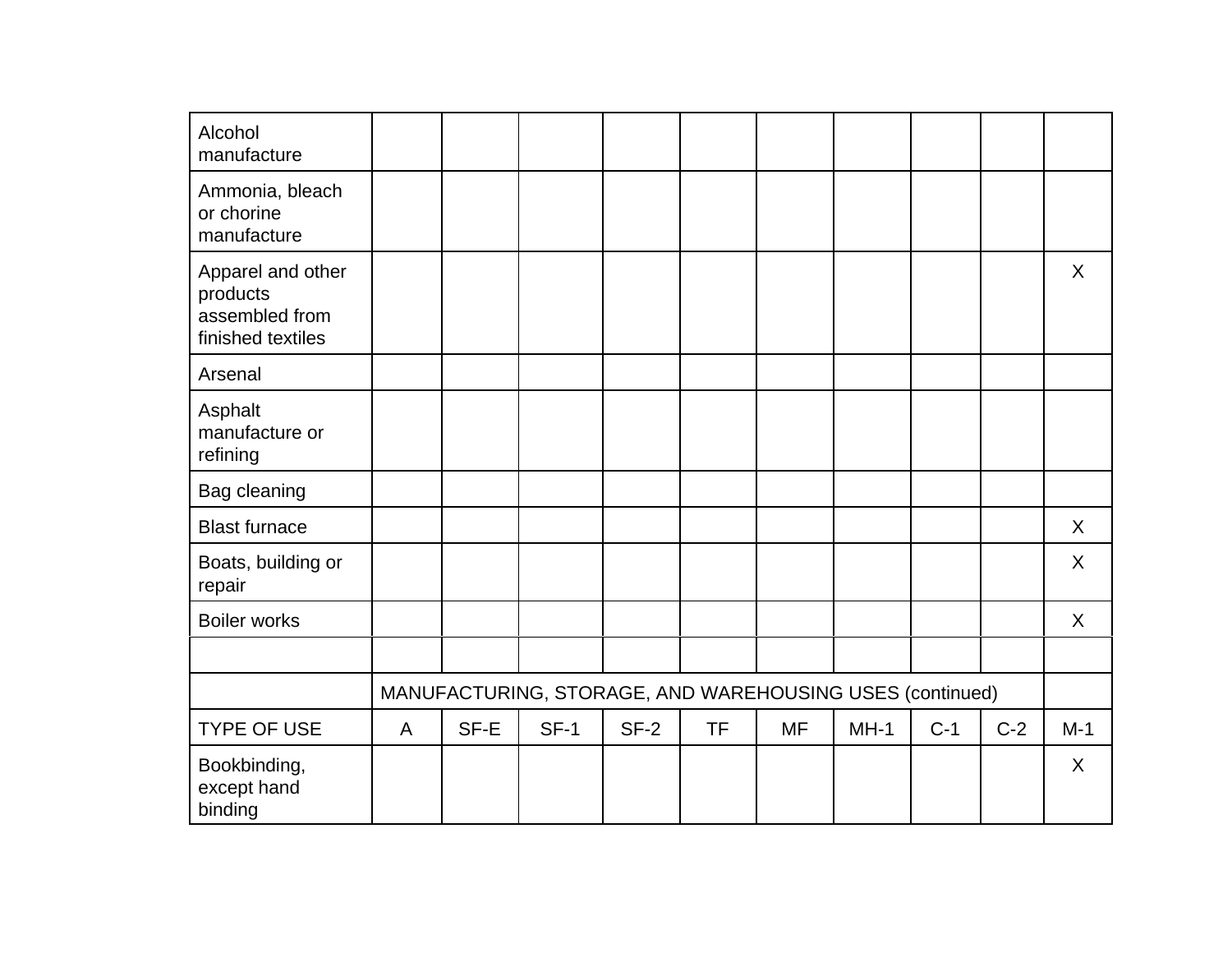| | | | | | | | | | | |
|---|---|---|---|---|---|---|---|---|---|---|
| Alcohol manufacture | | | | | | | | | | |
| Ammonia, bleach or chorine manufacture | | | | | | | | | | |
| Apparel and other products assembled from finished textiles | | | | | | | | | | X |
| Arsenal | | | | | | | | | | |
| Asphalt manufacture or refining | | | | | | | | | | |
| Bag cleaning | | | | | | | | | | |
| Blast furnace | | | | | | | | | | X |
| Boats, building or repair | | | | | | | | | | X |
| Boiler works | | | | | | | | | | X |
| | | | | | | | | | | |
| | MANUFACTURING, STORAGE, AND WAREHOUSING USES (continued) | | | | | | | | | |
| TYPE OF USE | A | SF-E | SF-1 | SF-2 | TF | MF | MH-1 | C-1 | C-2 | M-1 |
| Bookbinding, except hand binding | | | | | | | | | | X |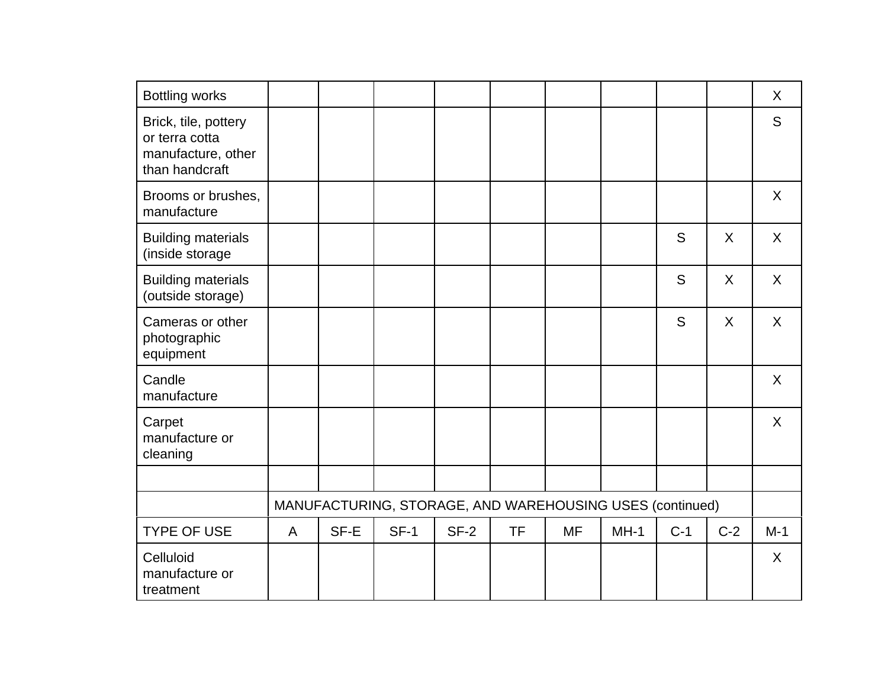| Bottling works | | | | | | | | | | X |
|---|---|---|---|---|---|---|---|---|---|---|
| Brick, tile, pottery or terra cotta manufacture, other than handcraft | | | | | | | | | | S |
| Brooms or brushes, manufacture | | | | | | | | | | X |
| Building materials (inside storage | | | | | | | | S | X | X |
| Building materials (outside storage) | | | | | | | | S | X | X |
| Cameras or other photographic equipment | | | | | | | | S | X | X |
| Candle manufacture | | | | | | | | | | X |
| Carpet manufacture or cleaning | | | | | | | | | | X |
| | | | | | | | | | | |
| | MANUFACTURING, STORAGE, AND WAREHOUSING USES (continued) | | | | | | | | | |
| TYPE OF USE | A | SF-E | SF-1 | SF-2 | TF | MF | MH-1 | C-1 | C-2 | M-1 |
| Celluloid manufacture or treatment | | | | | | | | | | X |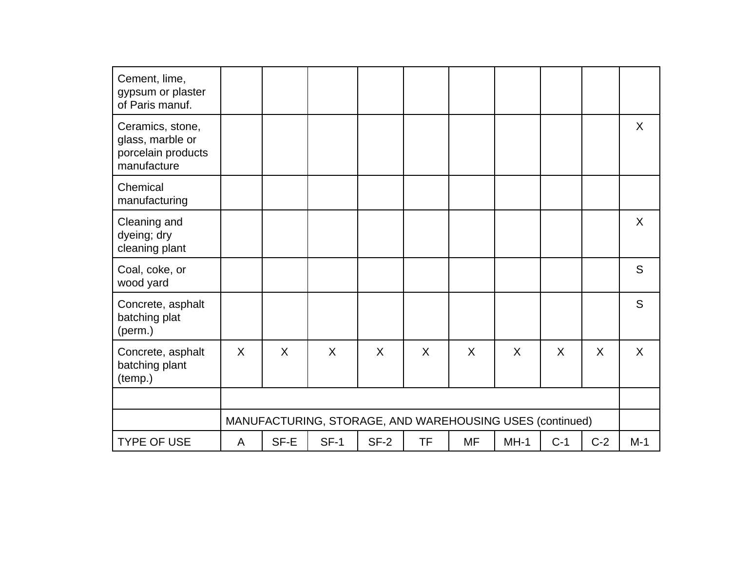| TYPE OF USE | A | SF-E | SF-1 | SF-2 | TF | MF | MH-1 | C-1 | C-2 | M-1 |
|---|---|---|---|---|---|---|---|---|---|---|
| | MANUFACTURING, STORAGE, AND WAREHOUSING USES (continued) | | | | | | | | | |
| | | | | | | | | | | |
| Cement, lime, gypsum or plaster of Paris manuf. | | | | | | | | | | |
| Ceramics, stone, glass, marble or porcelain products manufacture | | | | | | | | | | X |
| Chemical manufacturing | | | | | | | | | | |
| Cleaning and dyeing; dry cleaning plant | | | | | | | | | | X |
| Coal, coke, or wood yard | | | | | | | | | | S |
| Concrete, asphalt batching plat (perm.) | | | | | | | | | | S |
| Concrete, asphalt batching plant (temp.) | X | X | X | X | X | X | X | X | X | X |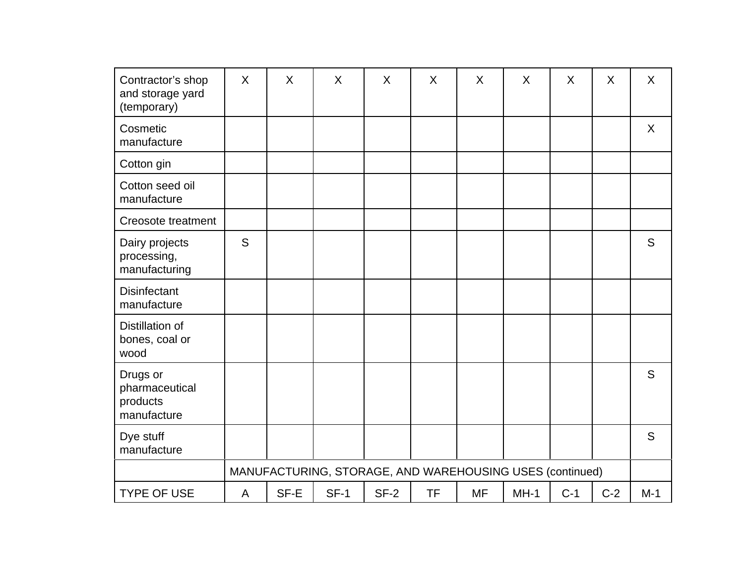| TYPE OF USE | A | SF-E | SF-1 | SF-2 | TF | MF | MH-1 | C-1 | C-2 | M-1 |
|---|---|---|---|---|---|---|---|---|---|---|
| | MANUFACTURING, STORAGE, AND WAREHOUSING USES (continued) | | | | | | | | | |
| Contractor's shop and storage yard (temporary) | X | X | X | X | X | X | X | X | X | X |
| Cosmetic manufacture | | | | | | | | | | X |
| Cotton gin | | | | | | | | | | |
| Cotton seed oil manufacture | | | | | | | | | | |
| Creosote treatment | | | | | | | | | | |
| Dairy projects processing, manufacturing | S | | | | | | | | | S |
| Disinfectant manufacture | | | | | | | | | | |
| Distillation of bones, coal or wood | | | | | | | | | | |
| Drugs or pharmaceutical products manufacture | | | | | | | | | | S |
| Dye stuff manufacture | | | | | | | | | | S |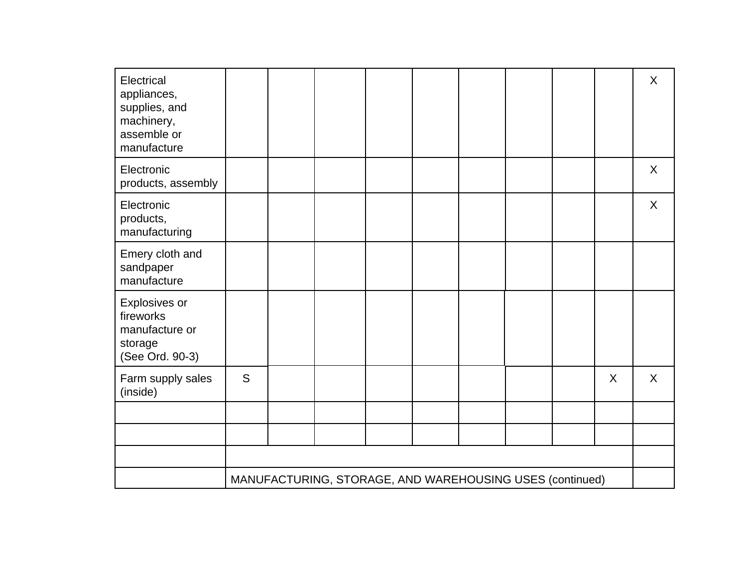| | | | | | | | | | | |
|---|---|---|---|---|---|---|---|---|---|---|
| Electrical appliances, supplies, and machinery, assemble or manufacture | | | | | | | | | | X |
| Electronic products, assembly | | | | | | | | | | X |
| Electronic products, manufacturing | | | | | | | | | | X |
| Emery cloth and sandpaper manufacture | | | | | | | | | | |
| Explosives or fireworks manufacture or storage (See Ord. 90-3) | | | | | | | | | | |
| Farm supply sales (inside) | S | | | | | | | | X | X |
| | | | | | | | | | | |
| | | | | | | | | | | |
| | | | | | | | | | | |
| | MANUFACTURING, STORAGE, AND WAREHOUSING USES (continued) | | | | | | | | | |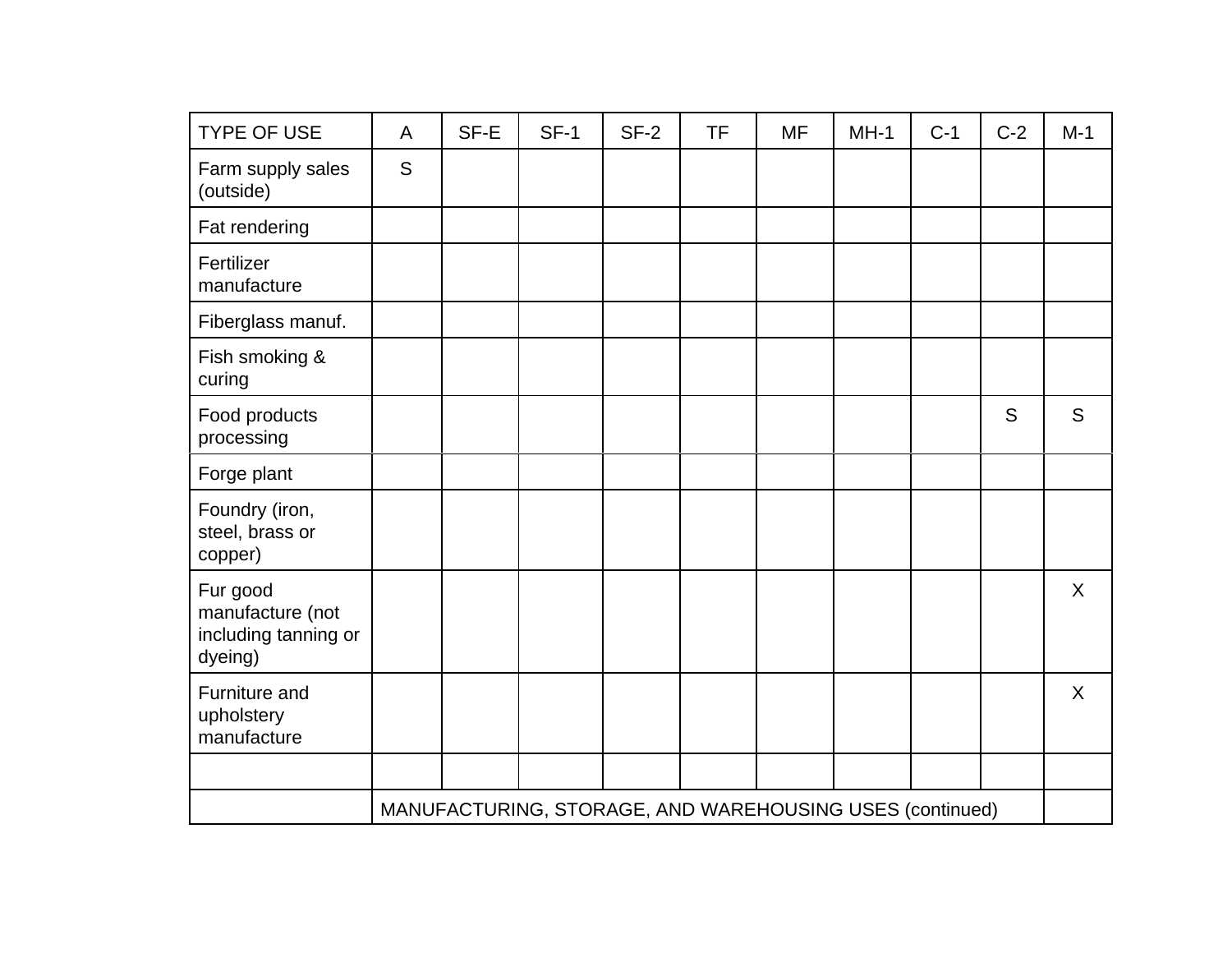| TYPE OF USE | A | SF-E | SF-1 | SF-2 | TF | MF | MH-1 | C-1 | C-2 | M-1 |
|---|---|---|---|---|---|---|---|---|---|---|
| Farm supply sales (outside) | S | | | | | | | | | |
| Fat rendering | | | | | | | | | | |
| Fertilizer manufacture | | | | | | | | | | |
| Fiberglass manuf. | | | | | | | | | | |
| Fish smoking & curing | | | | | | | | | | |
| Food products processing | | | | | | | | | S | S |
| Forge plant | | | | | | | | | | |
| Foundry (iron, steel, brass or copper) | | | | | | | | | | |
| Fur good manufacture (not including tanning or dyeing) | | | | | | | | | | X |
| Furniture and upholstery manufacture | | | | | | | | | | X |
| | | | | | | | | | | |
| | MANUFACTURING, STORAGE, AND WAREHOUSING USES (continued) | | | | | | | | | |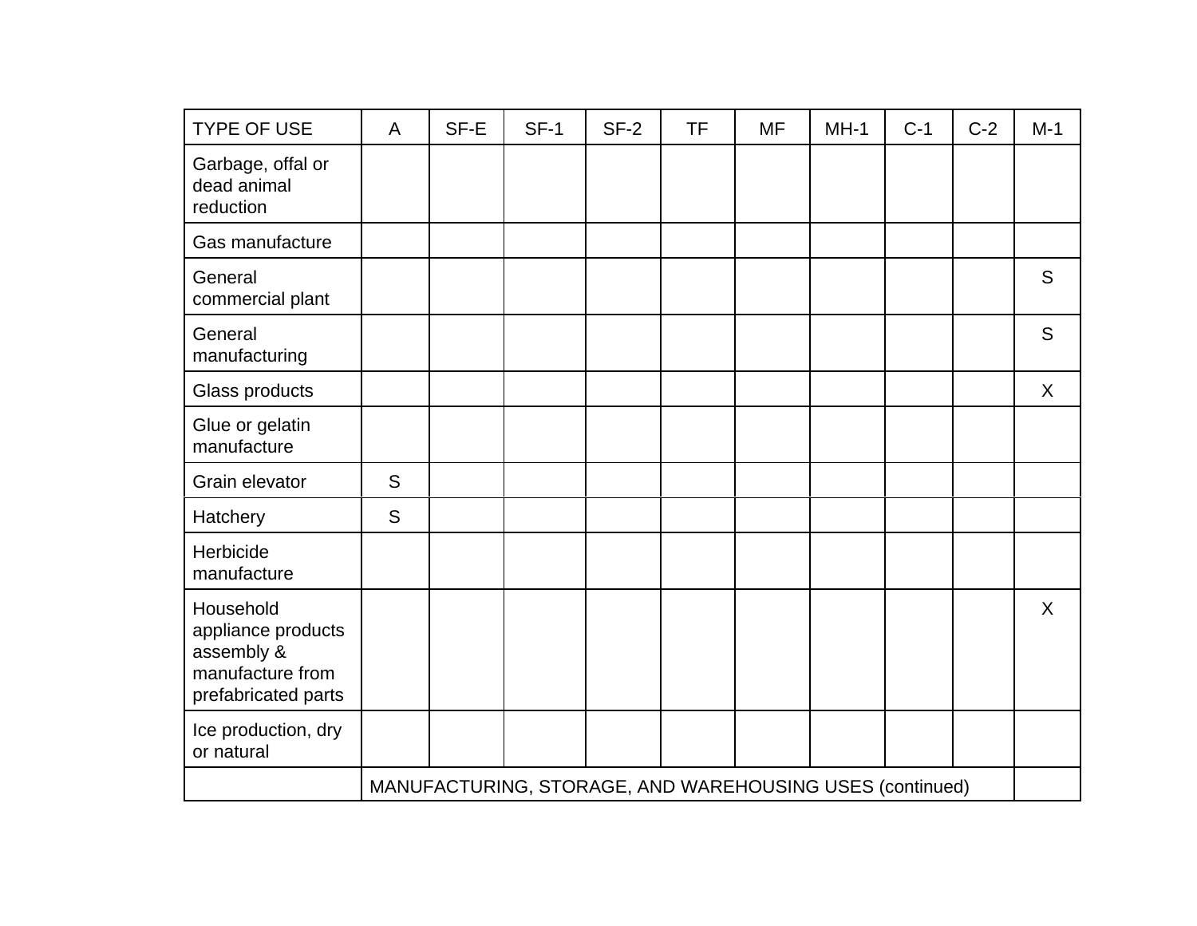| TYPE OF USE | A | SF-E | SF-1 | SF-2 | TF | MF | MH-1 | C-1 | C-2 | M-1 |
|---|---|---|---|---|---|---|---|---|---|---|
| Garbage, offal or dead animal reduction | | | | | | | | | | |
| Gas manufacture | | | | | | | | | | |
| General commercial plant | | | | | | | | | | S |
| General manufacturing | | | | | | | | | | S |
| Glass products | | | | | | | | | | X |
| Glue or gelatin manufacture | | | | | | | | | | |
| Grain elevator | S | | | | | | | | | |
| Hatchery | S | | | | | | | | | |
| Herbicide manufacture | | | | | | | | | | |
| Household appliance products assembly & manufacture from prefabricated parts | | | | | | | | | | X |
| Ice production, dry or natural | | | | | | | | | | |
| | MANUFACTURING, STORAGE, AND WAREHOUSING USES (continued) | | | | | | | | | |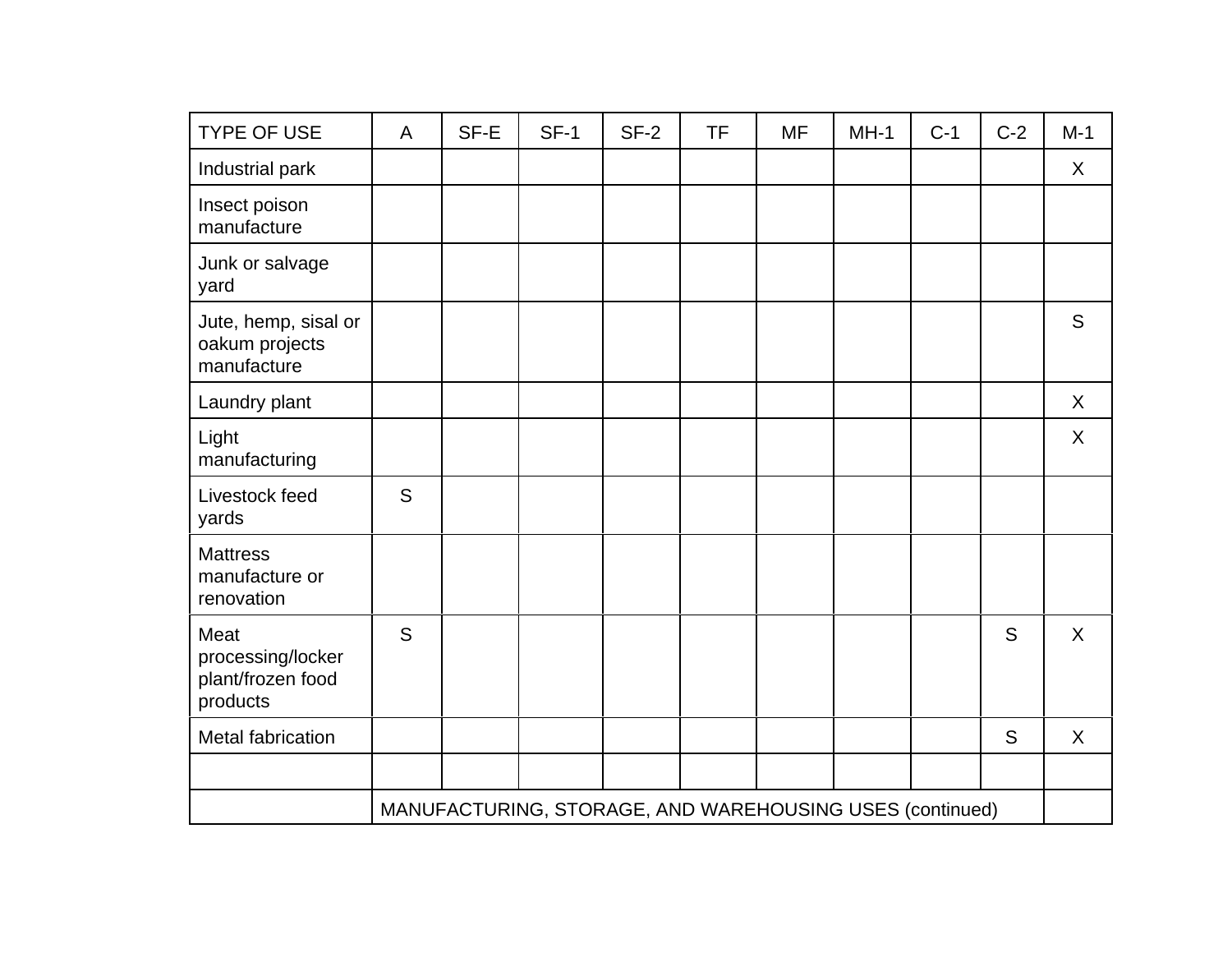| TYPE OF USE | A | SF-E | SF-1 | SF-2 | TF | MF | MH-1 | C-1 | C-2 | M-1 |
|---|---|---|---|---|---|---|---|---|---|---|
| Industrial park | | | | | | | | | | X |
| Insect poison manufacture | | | | | | | | | | |
| Junk or salvage yard | | | | | | | | | | |
| Jute, hemp, sisal or oakum projects manufacture | | | | | | | | | | S |
| Laundry plant | | | | | | | | | | X |
| Light manufacturing | | | | | | | | | | X |
| Livestock feed yards | S | | | | | | | | | |
| Mattress manufacture or renovation | | | | | | | | | | |
| Meat processing/locker plant/frozen food products | S | | | | | | | | S | X |
| Metal fabrication | | | | | | | | | S | X |
| | | | | | | | | | | |
| | MANUFACTURING, STORAGE, AND WAREHOUSING USES (continued) | | | | | | | | | |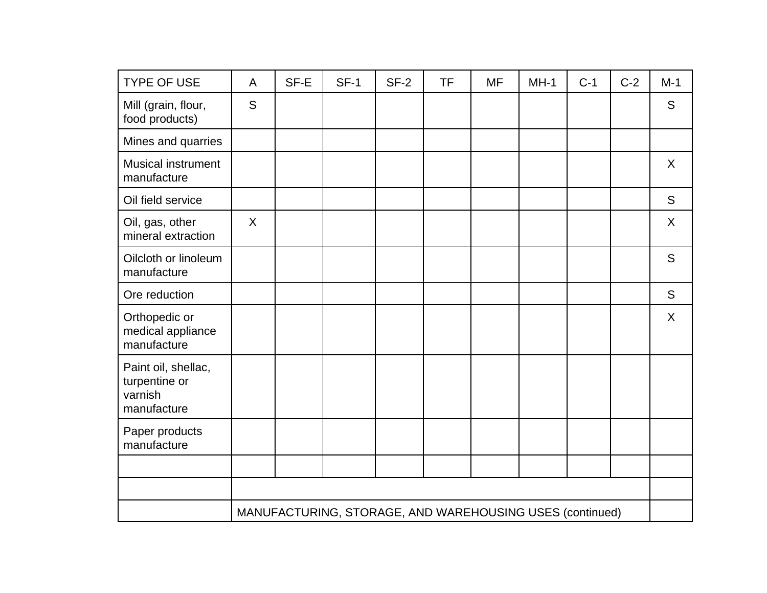| TYPE OF USE | A | SF-E | SF-1 | SF-2 | TF | MF | MH-1 | C-1 | C-2 | M-1 |
|---|---|---|---|---|---|---|---|---|---|---|
| Mill (grain, flour, food products) | S | | | | | | | | | S |
| Mines and quarries | | | | | | | | | | |
| Musical instrument manufacture | | | | | | | | | | X |
| Oil field service | | | | | | | | | | S |
| Oil, gas, other mineral extraction | X | | | | | | | | | X |
| Oilcloth or linoleum manufacture | | | | | | | | | | S |
| Ore reduction | | | | | | | | | | S |
| Orthopedic or medical appliance manufacture | | | | | | | | | | X |
| Paint oil, shellac, turpentine or varnish manufacture | | | | | | | | | | |
| Paper products manufacture | | | | | | | | | | |
| | | | | | | | | | | |
| | | | | | | | | | | |
| | MANUFACTURING, STORAGE, AND WAREHOUSING USES (continued) | | | | | | | | | |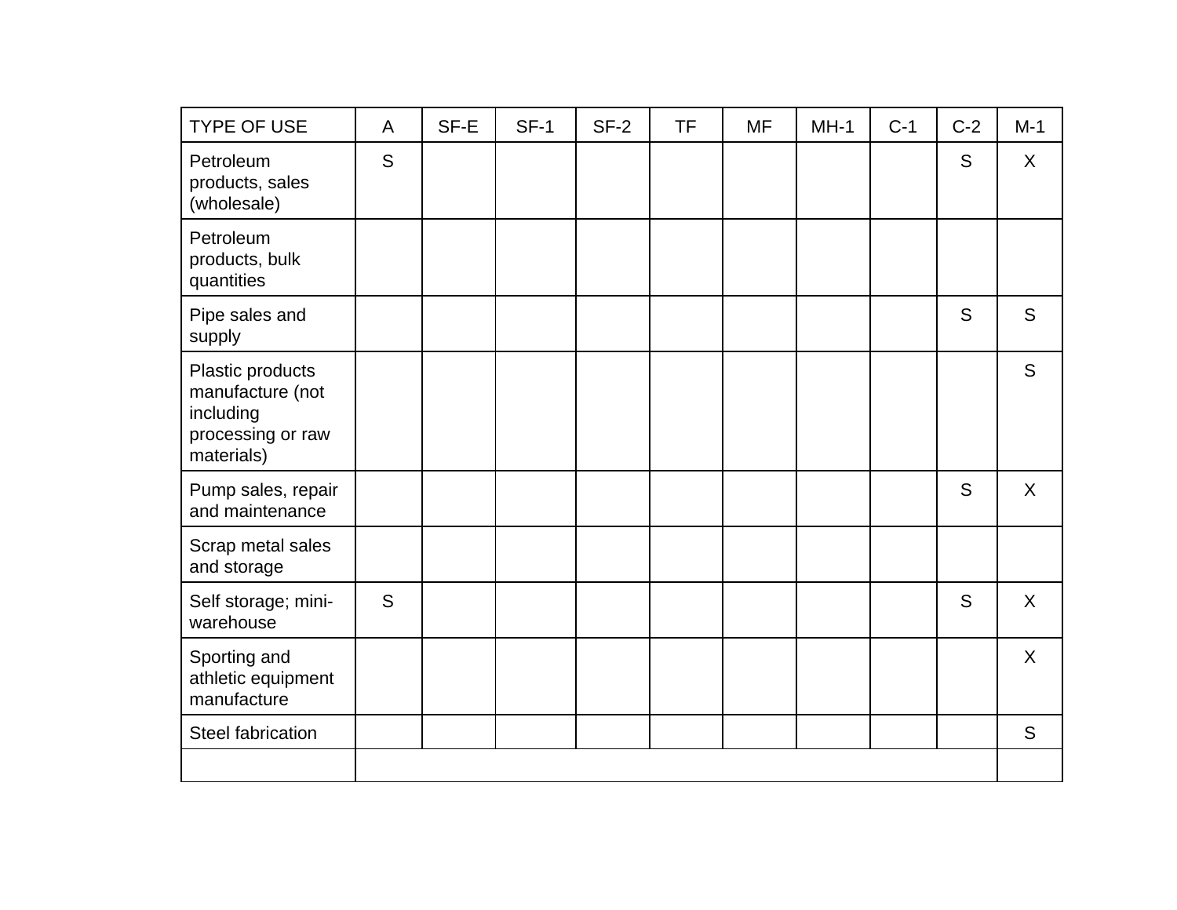| TYPE OF USE | A | SF-E | SF-1 | SF-2 | TF | MF | MH-1 | C-1 | C-2 | M-1 |
|---|---|---|---|---|---|---|---|---|---|---|
| Petroleum products, sales (wholesale) | S | | | | | | | | S | X |
| Petroleum products, bulk quantities | | | | | | | | | | |
| Pipe sales and supply | | | | | | | | | S | S |
| Plastic products manufacture (not including processing or raw materials) | | | | | | | | | | S |
| Pump sales, repair and maintenance | | | | | | | | | S | X |
| Scrap metal sales and storage | | | | | | | | | | |
| Self storage; mini-warehouse | S | | | | | | | | S | X |
| Sporting and athletic equipment manufacture | | | | | | | | | | X |
| Steel fabrication | | | | | | | | | | S |
| | | | | | | | | | | |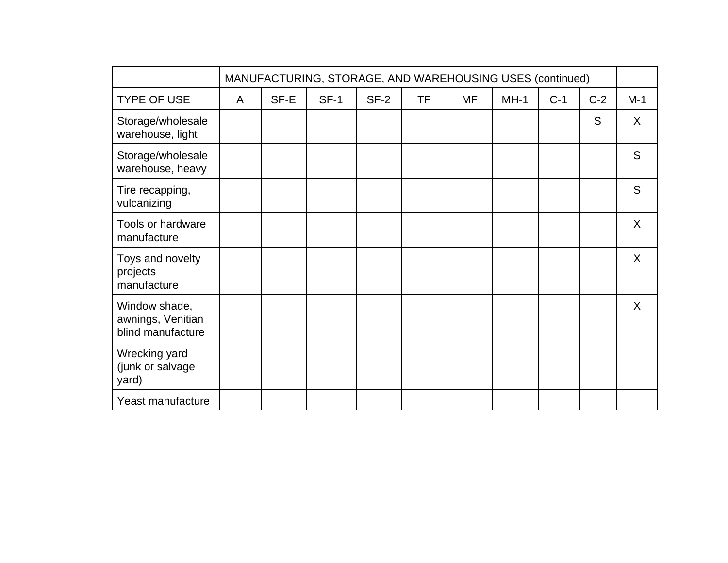| | MANUFACTURING, STORAGE, AND WAREHOUSING USES (continued) | | | | | | | | | |
|---|---|---|---|---|---|---|---|---|---|---|
| TYPE OF USE | A | SF-E | SF-1 | SF-2 | TF | MF | MH-1 | C-1 | C-2 | M-1 |
| Storage/wholesale warehouse, light | | | | | | | | | S | X |
| Storage/wholesale warehouse, heavy | | | | | | | | | | S |
| Tire recapping, vulcanizing | | | | | | | | | | S |
| Tools or hardware manufacture | | | | | | | | | | X |
| Toys and novelty projects manufacture | | | | | | | | | | X |
| Window shade, awnings, Venitian blind manufacture | | | | | | | | | | X |
| Wrecking yard (junk or salvage yard) | | | | | | | | | | |
| Yeast manufacture | | | | | | | | | | |